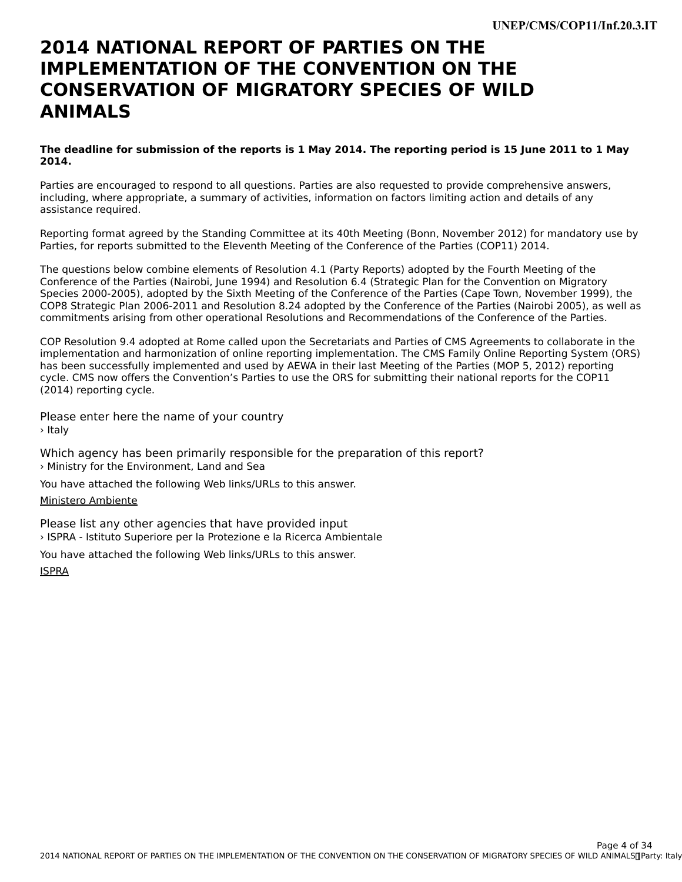# 2014 NATIONAL REPORT OF PARTIES ON THE IMPLEMENTATION OF THE CONVENTION ON THE CONSERVATION OF MIGRATORY SPECIES OF WILD ANIMALS

**The deadline for submission of the reports is 1 May 2014. The reporting period is 15 June 2011 to 1 May 2014.**

Parties are encouraged to respond to all questions. Parties are also requested to provide comprehensive answers, including, where appropriate, a summary of activities, information on factors limiting action and details of any assistance required.

Reporting format agreed by the Standing Committee at its 40th Meeting (Bonn, November 2012) for mandatory use by Parties, for reports submitted to the Eleventh Meeting of the Conference of the Parties (COP11) 2014.

The questions below combine elements of Resolution 4.1 (Party Reports) adopted by the Fourth Meeting of the Conference of the Parties (Nairobi, June 1994) and Resolution 6.4 (Strategic Plan for the Convention on Migratory Species 2000-2005), adopted by the Sixth Meeting of the Conference of the Parties (Cape Town, November 1999), the COP8 Strategic Plan 2006-2011 and Resolution 8.24 adopted by the Conference of the Parties (Nairobi 2005), as well as commitments arising from other operational Resolutions and Recommendations of the Conference of the Parties.

COP Resolution 9.4 adopted at Rome called upon the Secretariats and Parties of CMS Agreements to collaborate in the implementation and harmonization of online reporting implementation. The CMS Family Online Reporting System (ORS) has been successfully implemented and used by AEWA in their last Meeting of the Parties (MOP 5, 2012) reporting cycle. CMS now offers the Convention's Parties to use the ORS for submitting their national reports for the COP11 (2014) reporting cycle.

Please enter here the name of your country

› Italy

Which agency has been primarily responsible for the preparation of this report?

› Ministry for the Environment, Land and Sea

You have attached the following Web links/URLs to this answer.

Ministero Ambiente

Please list any other agencies that have provided input

› ISPRA - Istituto Superiore per la Protezione e la Ricerca Ambientale

You have attached the following Web links/URLs to this answer.

ISPRA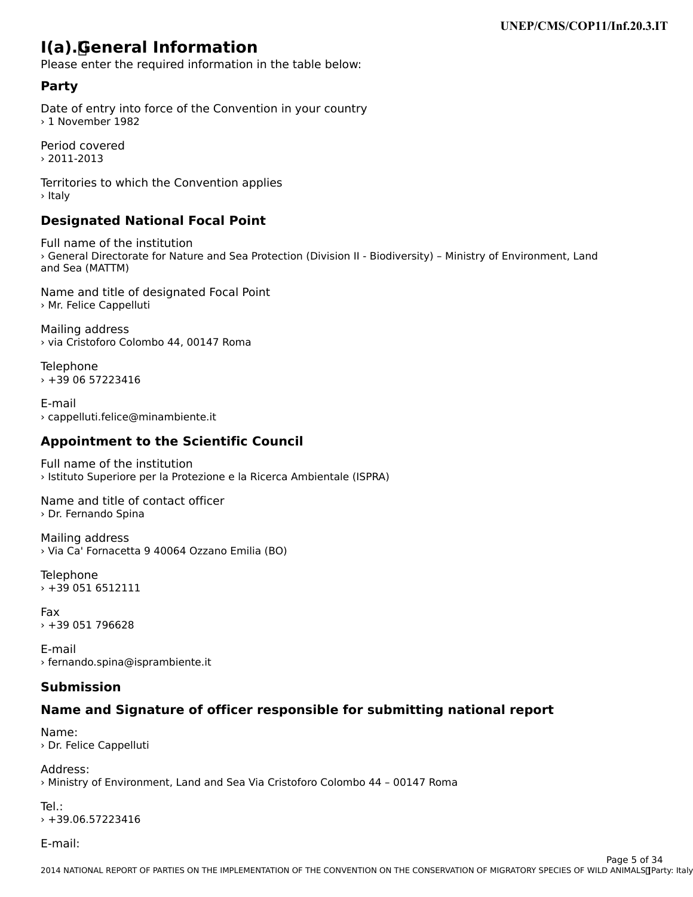# I(a). General Information

Please enter the required information in the table below:

### Party

Date of entry into force of the Convention in your country
› 1 November 1982

Period covered
› 2011-2013

Territories to which the Convention applies
› Italy

### Designated National Focal Point

Full name of the institution
› General Directorate for Nature and Sea Protection (Division II - Biodiversity) – Ministry of Environment, Land and Sea (MATTM)

Name and title of designated Focal Point
› Mr. Felice Cappelluti

Mailing address
› via Cristoforo Colombo 44, 00147 Roma

Telephone
› +39 06 57223416

E-mail
› cappelluti.felice@minambiente.it

### Appointment to the Scientific Council

Full name of the institution
› Istituto Superiore per la Protezione e la Ricerca Ambientale (ISPRA)

Name and title of contact officer
› Dr. Fernando Spina

Mailing address
› Via Ca' Fornacetta 9 40064 Ozzano Emilia (BO)

Telephone
› +39 051 6512111

Fax
› +39 051 796628

E-mail
› fernando.spina@isprambiente.it

### Submission

### Name and Signature of officer responsible for submitting national report

Name:
› Dr. Felice Cappelluti

Address:
› Ministry of Environment, Land and Sea Via Cristoforo Colombo 44 – 00147 Roma

Tel.:
› +39.06.57223416

E-mail: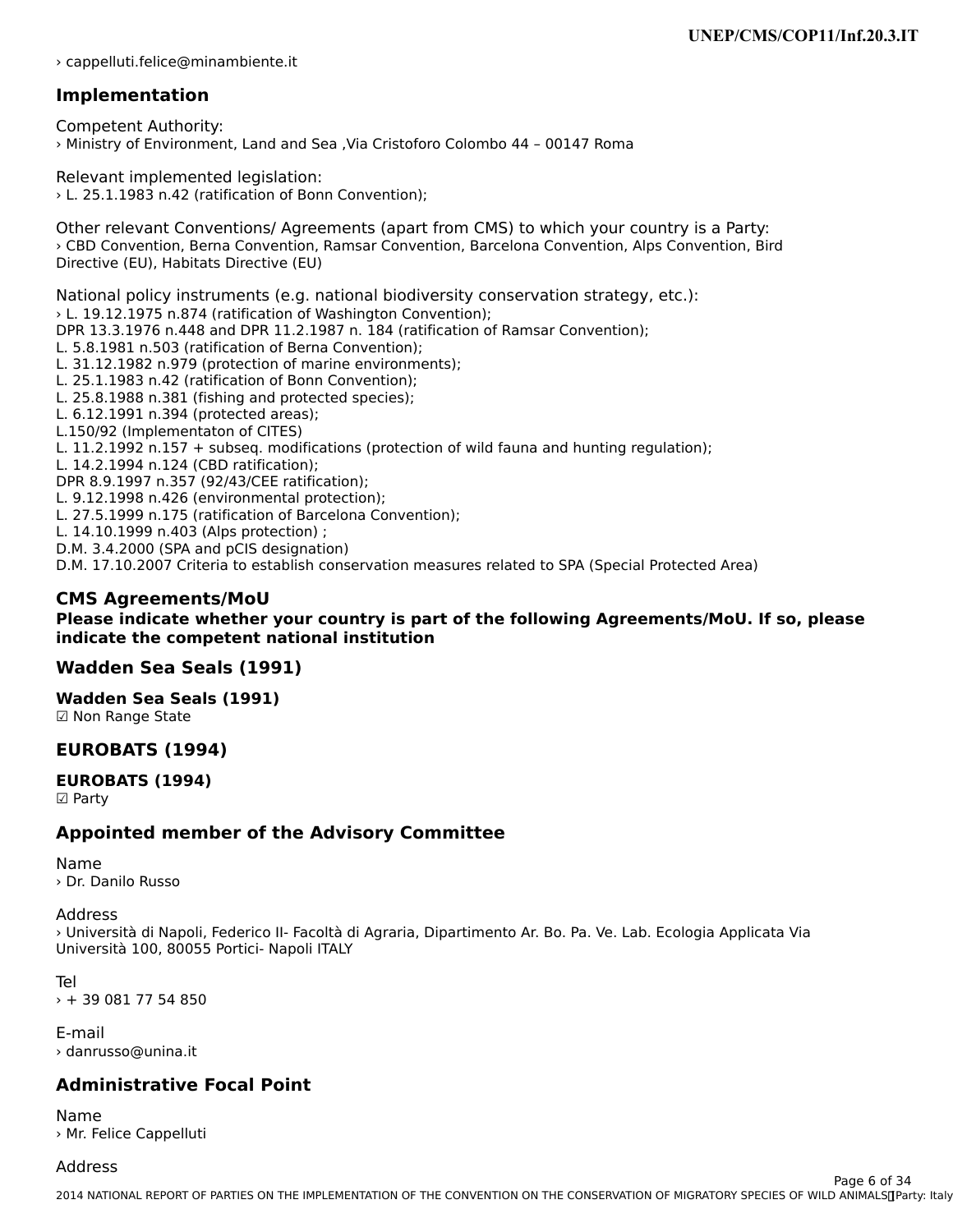› cappelluti.felice@minambiente.it

## Implementation

Competent Authority:
› Ministry of Environment, Land and Sea ,Via Cristoforo Colombo 44 – 00147 Roma

Relevant implemented legislation:
› L. 25.1.1983 n.42 (ratification of Bonn Convention);

Other relevant Conventions/ Agreements (apart from CMS) to which your country is a Party:
› CBD Convention, Berna Convention, Ramsar Convention, Barcelona Convention, Alps Convention, Bird Directive (EU), Habitats Directive (EU)

National policy instruments (e.g. national biodiversity conservation strategy, etc.):
› L. 19.12.1975 n.874 (ratification of Washington Convention);
DPR 13.3.1976 n.448 and DPR 11.2.1987 n. 184 (ratification of Ramsar Convention);
L. 5.8.1981 n.503 (ratification of Berna Convention);
L. 31.12.1982 n.979 (protection of marine environments);
L. 25.1.1983 n.42 (ratification of Bonn Convention);
L. 25.8.1988 n.381 (fishing and protected species);
L. 6.12.1991 n.394 (protected areas);
L.150/92 (Implementaton of CITES)
L. 11.2.1992 n.157 + subseq. modifications (protection of wild fauna and hunting regulation);
L. 14.2.1994 n.124 (CBD ratification);
DPR 8.9.1997 n.357 (92/43/CEE ratification);
L. 9.12.1998 n.426 (environmental protection);
L. 27.5.1999 n.175 (ratification of Barcelona Convention);
L. 14.10.1999 n.403 (Alps protection) ;
D.M. 3.4.2000 (SPA and pCIS designation)
D.M. 17.10.2007 Criteria to establish conservation measures related to SPA (Special Protected Area)

## CMS Agreements/MoU

**Please indicate whether your country is part of the following Agreements/MoU. If so, please indicate the competent national institution**

## Wadden Sea Seals (1991)

**Wadden Sea Seals (1991)**
☑ Non Range State

## EUROBATS (1994)

**EUROBATS (1994)**
☑ Party

## Appointed member of the Advisory Committee

Name
› Dr. Danilo Russo

Address
› Università di Napoli, Federico II- Facoltà di Agraria, Dipartimento Ar. Bo. Pa. Ve. Lab. Ecologia Applicata Via Università 100, 80055 Portici- Napoli ITALY

Tel
› + 39 081 77 54 850

E-mail
› danrusso@unina.it

## Administrative Focal Point

Name
› Mr. Felice Cappelluti

Address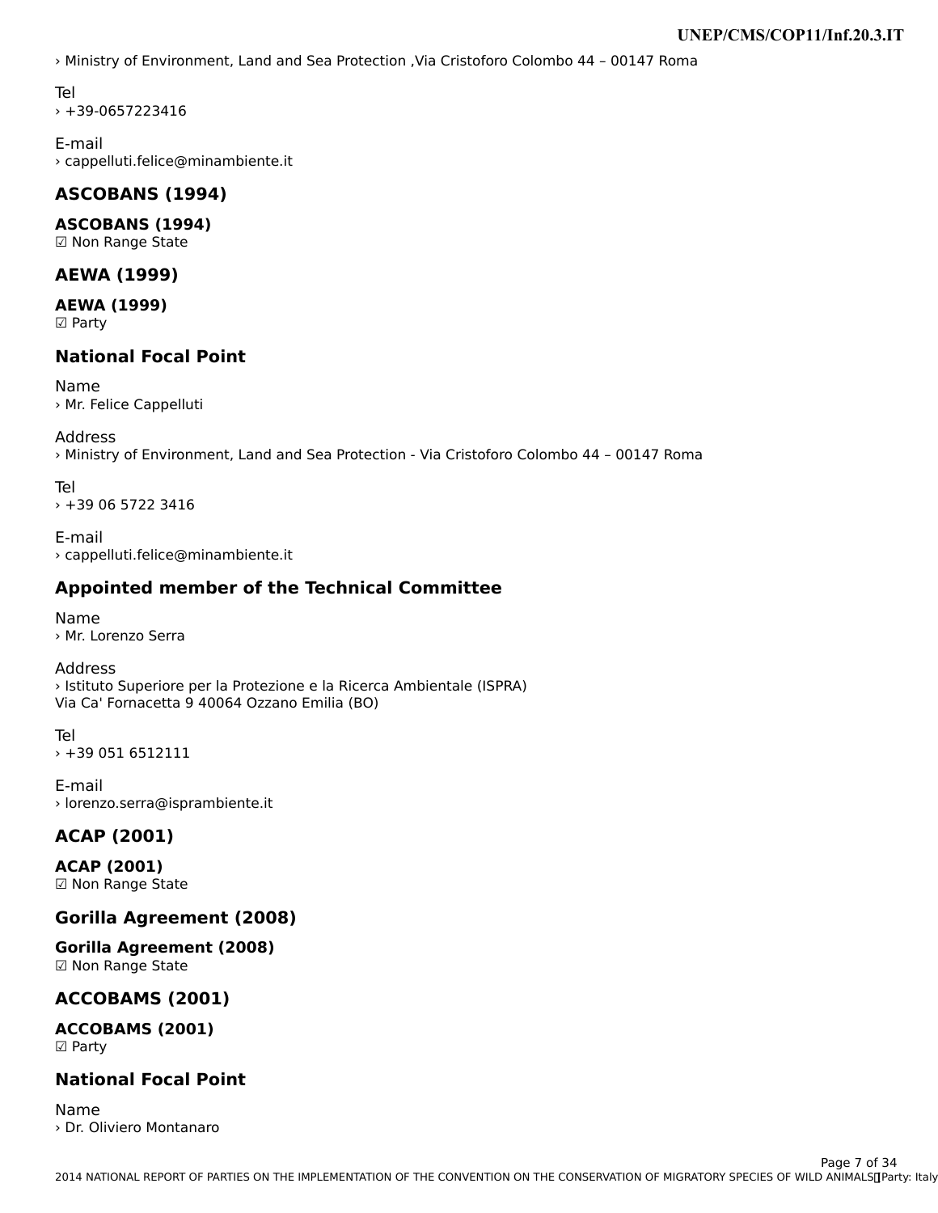› Ministry of Environment, Land and Sea Protection ,Via Cristoforo Colombo 44 – 00147 Roma

Tel
› +39-0657223416

E-mail
› cappelluti.felice@minambiente.it

## ASCOBANS (1994)

**ASCOBANS (1994)**
☑ Non Range State

## AEWA (1999)

**AEWA (1999)**
☑ Party

## National Focal Point

Name
› Mr. Felice Cappelluti

Address
› Ministry of Environment, Land and Sea Protection - Via Cristoforo Colombo 44 – 00147 Roma

Tel
› +39 06 5722 3416

E-mail
› cappelluti.felice@minambiente.it

## Appointed member of the Technical Committee

Name
› Mr. Lorenzo Serra

Address
› Istituto Superiore per la Protezione e la Ricerca Ambientale (ISPRA)
Via Ca' Fornacetta 9 40064 Ozzano Emilia (BO)

Tel
› +39 051 6512111

E-mail
› lorenzo.serra@isprambiente.it

## ACAP (2001)

**ACAP (2001)**
☑ Non Range State

## Gorilla Agreement (2008)

**Gorilla Agreement (2008)**
☑ Non Range State

## ACCOBAMS (2001)

**ACCOBAMS (2001)**
☑ Party

## National Focal Point

Name
› Dr. Oliviero Montanaro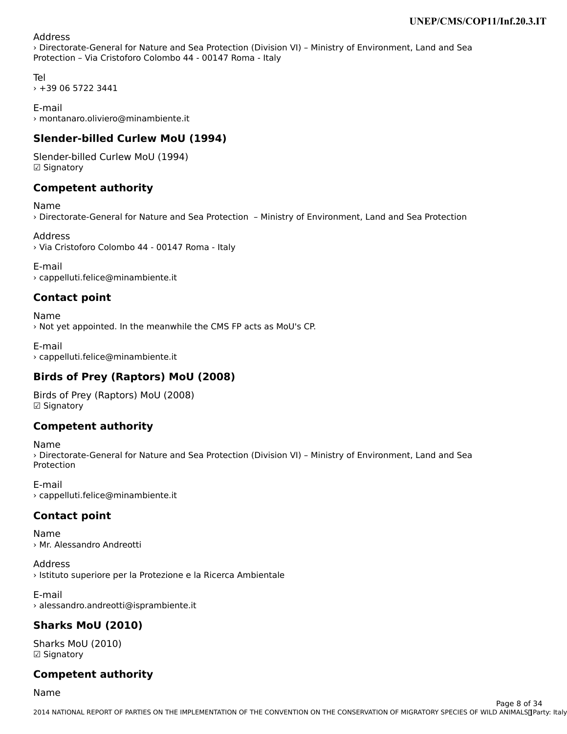Address
› Directorate-General for Nature and Sea Protection (Division VI) – Ministry of Environment, Land and Sea Protection – Via Cristoforo Colombo 44 - 00147 Roma - Italy

Tel
› +39 06 5722 3441

E-mail
› montanaro.oliviero@minambiente.it

### Slender-billed Curlew MoU (1994)

Slender-billed Curlew MoU (1994)
☑ Signatory

### Competent authority

Name
› Directorate-General for Nature and Sea Protection – Ministry of Environment, Land and Sea Protection

Address
› Via Cristoforo Colombo 44 - 00147 Roma - Italy

E-mail
› cappelluti.felice@minambiente.it

### Contact point

Name
› Not yet appointed. In the meanwhile the CMS FP acts as MoU's CP.

E-mail
› cappelluti.felice@minambiente.it

### Birds of Prey (Raptors) MoU (2008)

Birds of Prey (Raptors) MoU (2008)
☑ Signatory

### Competent authority

Name
› Directorate-General for Nature and Sea Protection (Division VI) – Ministry of Environment, Land and Sea Protection

E-mail
› cappelluti.felice@minambiente.it

### Contact point

Name
› Mr. Alessandro Andreotti

Address
› Istituto superiore per la Protezione e la Ricerca Ambientale

E-mail
› alessandro.andreotti@isprambiente.it

### Sharks MoU (2010)

Sharks MoU (2010)
☑ Signatory

### Competent authority

Name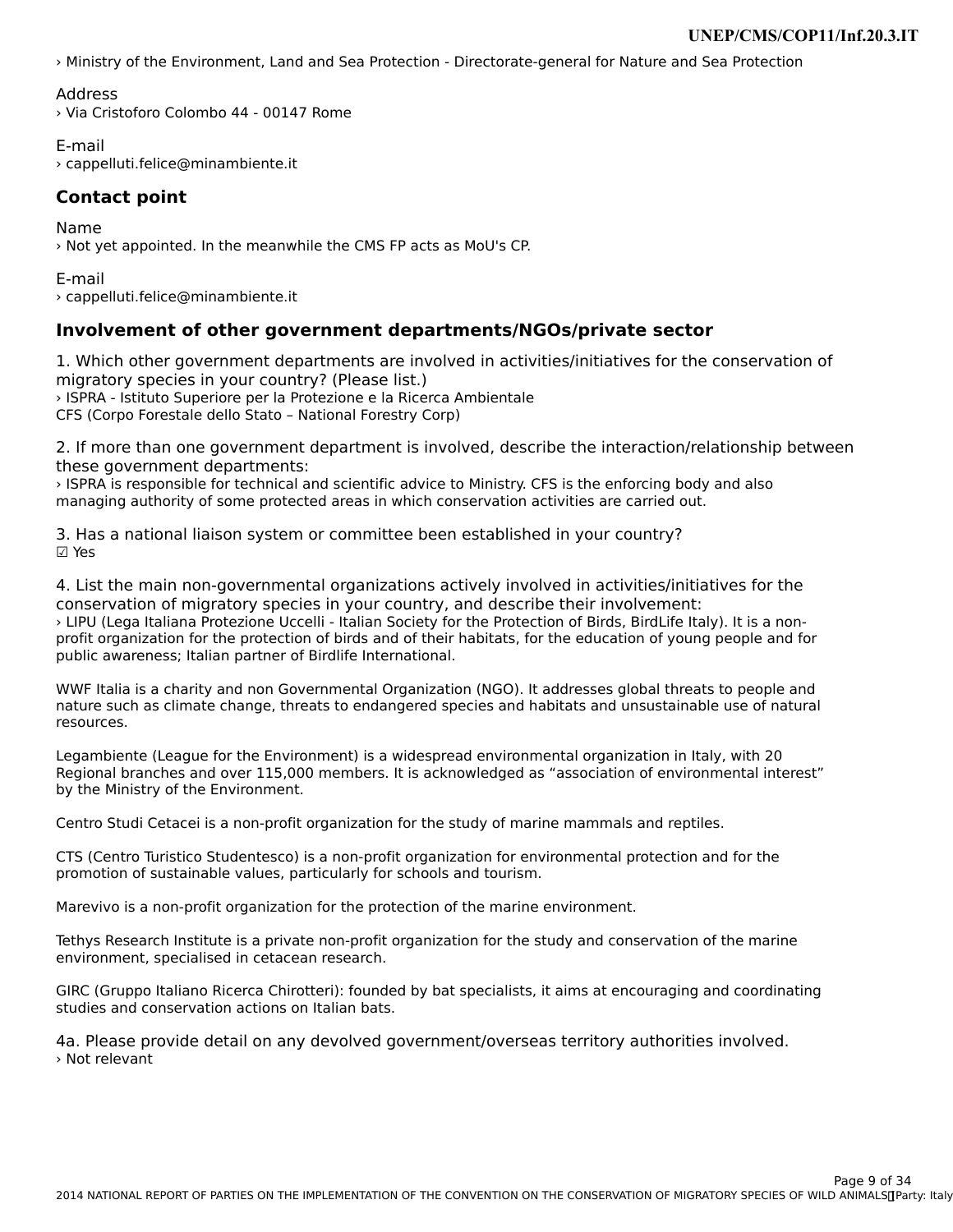› Ministry of the Environment, Land and Sea Protection - Directorate-general for Nature and Sea Protection

Address
› Via Cristoforo Colombo 44 - 00147 Rome

E-mail
› cappelluti.felice@minambiente.it

## Contact point

Name
› Not yet appointed. In the meanwhile the CMS FP acts as MoU's CP.

E-mail
› cappelluti.felice@minambiente.it

## Involvement of other government departments/NGOs/private sector

1. Which other government departments are involved in activities/initiatives for the conservation of migratory species in your country? (Please list.)
› ISPRA - Istituto Superiore per la Protezione e la Ricerca Ambientale
CFS (Corpo Forestale dello Stato – National Forestry Corp)

2. If more than one government department is involved, describe the interaction/relationship between these government departments:
› ISPRA is responsible for technical and scientific advice to Ministry. CFS is the enforcing body and also managing authority of some protected areas in which conservation activities are carried out.

3. Has a national liaison system or committee been established in your country?
☑ Yes

4. List the main non-governmental organizations actively involved in activities/initiatives for the conservation of migratory species in your country, and describe their involvement:
› LIPU (Lega Italiana Protezione Uccelli - Italian Society for the Protection of Birds, BirdLife Italy). It is a non-profit organization for the protection of birds and of their habitats, for the education of young people and for public awareness; Italian partner of Birdlife International.

WWF Italia is a charity and non Governmental Organization (NGO). It addresses global threats to people and nature such as climate change, threats to endangered species and habitats and unsustainable use of natural resources.

Legambiente (League for the Environment) is a widespread environmental organization in Italy, with 20 Regional branches and over 115,000 members. It is acknowledged as "association of environmental interest" by the Ministry of the Environment.

Centro Studi Cetacei is a non-profit organization for the study of marine mammals and reptiles.

CTS (Centro Turistico Studentesco) is a non-profit organization for environmental protection and for the promotion of sustainable values, particularly for schools and tourism.

Marevivo is a non-profit organization for the protection of the marine environment.

Tethys Research Institute is a private non-profit organization for the study and conservation of the marine environment, specialised in cetacean research.

GIRC (Gruppo Italiano Ricerca Chirotteri): founded by bat specialists, it aims at encouraging and coordinating studies and conservation actions on Italian bats.

4a. Please provide detail on any devolved government/overseas territory authorities involved.
› Not relevant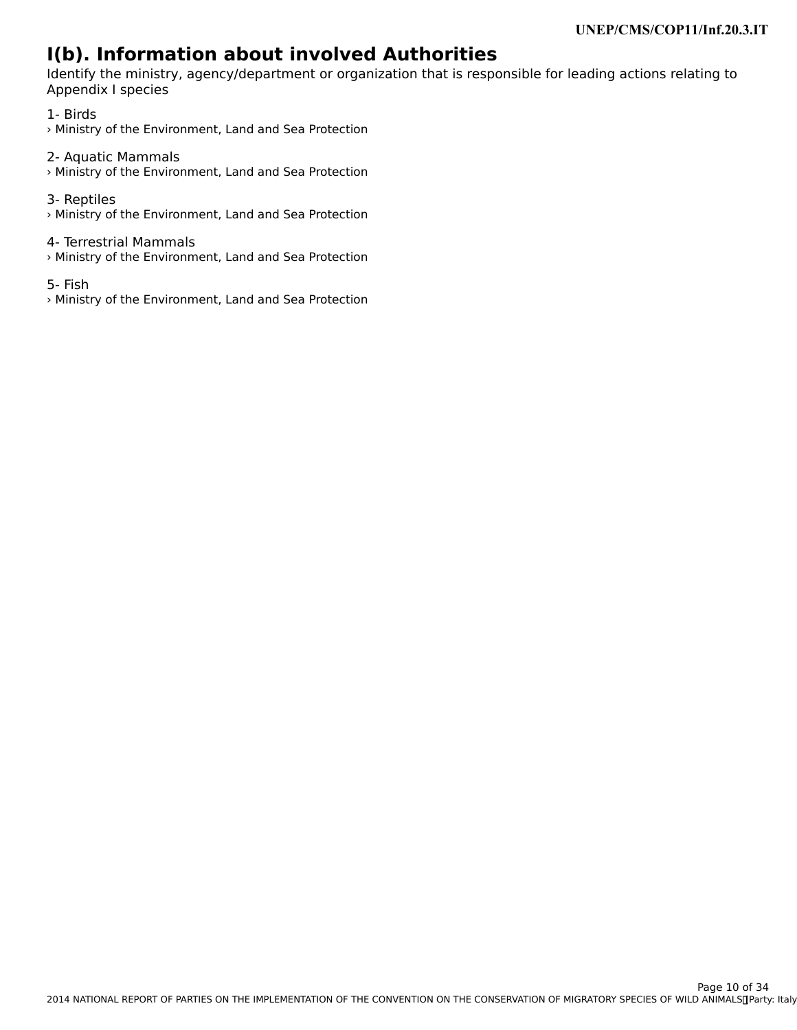## I(b). Information about involved Authorities

Identify the ministry, agency/department or organization that is responsible for leading actions relating to Appendix I species

1- Birds

› Ministry of the Environment, Land and Sea Protection

2- Aquatic Mammals

› Ministry of the Environment, Land and Sea Protection

3- Reptiles

› Ministry of the Environment, Land and Sea Protection

4- Terrestrial Mammals

› Ministry of the Environment, Land and Sea Protection

5- Fish

› Ministry of the Environment, Land and Sea Protection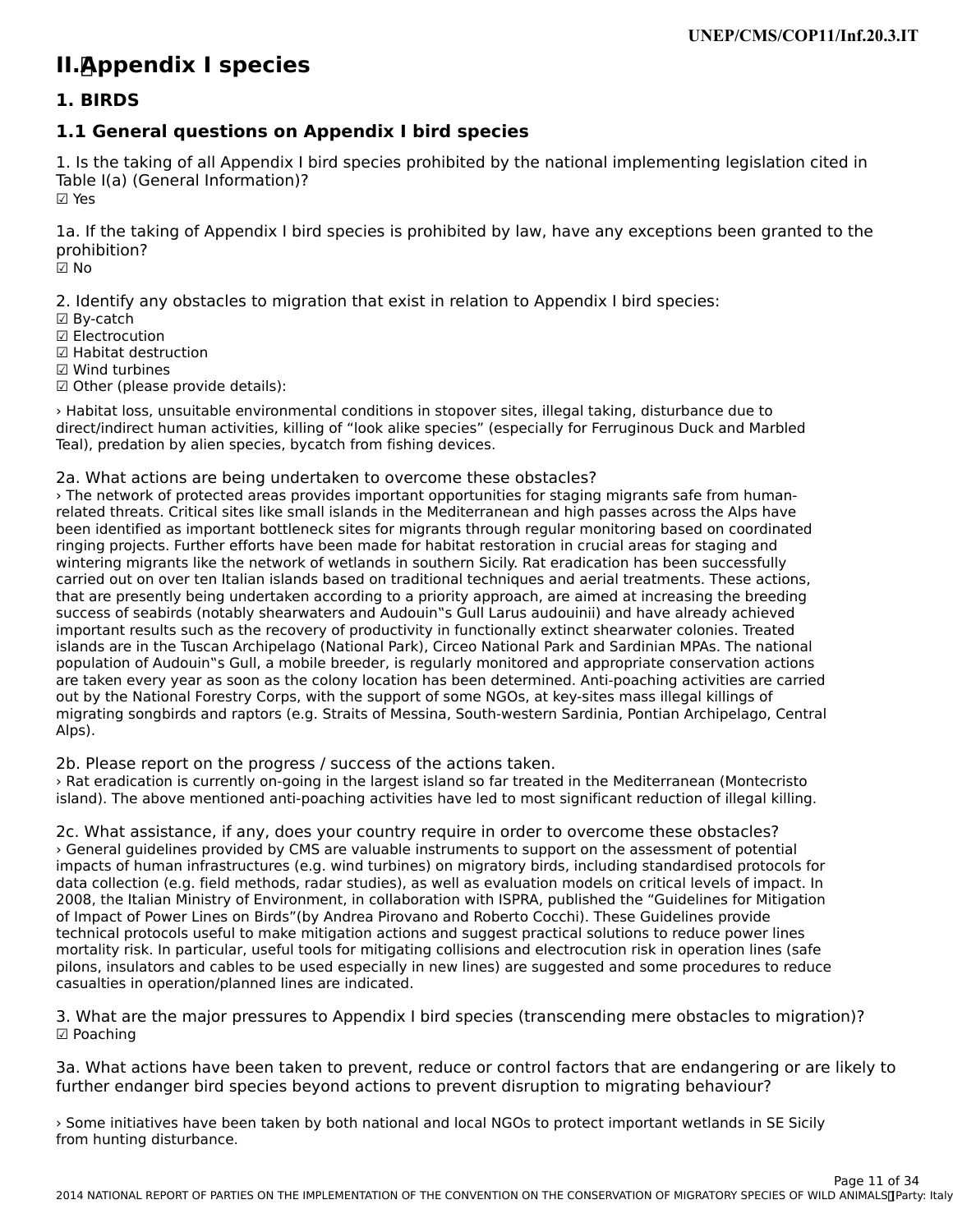# II. Appendix I species

## 1. BIRDS

### 1.1 General questions on Appendix I bird species

1. Is the taking of all Appendix I bird species prohibited by the national implementing legislation cited in Table I(a) (General Information)?
☑ Yes

1a. If the taking of Appendix I bird species is prohibited by law, have any exceptions been granted to the prohibition?
☑ No

2. Identify any obstacles to migration that exist in relation to Appendix I bird species:
☑ By-catch
☑ Electrocution
☑ Habitat destruction
☑ Wind turbines
☑ Other (please provide details):

› Habitat loss, unsuitable environmental conditions in stopover sites, illegal taking, disturbance due to direct/indirect human activities, killing of “look alike species” (especially for Ferruginous Duck and Marbled Teal), predation by alien species, bycatch from fishing devices.

2a. What actions are being undertaken to overcome these obstacles?
› The network of protected areas provides important opportunities for staging migrants safe from human-related threats. Critical sites like small islands in the Mediterranean and high passes across the Alps have been identified as important bottleneck sites for migrants through regular monitoring based on coordinated ringing projects. Further efforts have been made for habitat restoration in crucial areas for staging and wintering migrants like the network of wetlands in southern Sicily. Rat eradication has been successfully carried out on over ten Italian islands based on traditional techniques and aerial treatments. These actions, that are presently being undertaken according to a priority approach, are aimed at increasing the breeding success of seabirds (notably shearwaters and Audouin‟s Gull Larus audouinii) and have already achieved important results such as the recovery of productivity in functionally extinct shearwater colonies. Treated islands are in the Tuscan Archipelago (National Park), Circeo National Park and Sardinian MPAs. The national population of Audouin‟s Gull, a mobile breeder, is regularly monitored and appropriate conservation actions are taken every year as soon as the colony location has been determined. Anti-poaching activities are carried out by the National Forestry Corps, with the support of some NGOs, at key-sites mass illegal killings of migrating songbirds and raptors (e.g. Straits of Messina, South-western Sardinia, Pontian Archipelago, Central Alps).

2b. Please report on the progress / success of the actions taken.
› Rat eradication is currently on-going in the largest island so far treated in the Mediterranean (Montecristo island). The above mentioned anti-poaching activities have led to most significant reduction of illegal killing.

2c. What assistance, if any, does your country require in order to overcome these obstacles?
› General guidelines provided by CMS are valuable instruments to support on the assessment of potential impacts of human infrastructures (e.g. wind turbines) on migratory birds, including standardised protocols for data collection (e.g. field methods, radar studies), as well as evaluation models on critical levels of impact. In 2008, the Italian Ministry of Environment, in collaboration with ISPRA, published the “Guidelines for Mitigation of Impact of Power Lines on Birds”(by Andrea Pirovano and Roberto Cocchi). These Guidelines provide technical protocols useful to make mitigation actions and suggest practical solutions to reduce power lines mortality risk. In particular, useful tools for mitigating collisions and electrocution risk in operation lines (safe pilons, insulators and cables to be used especially in new lines) are suggested and some procedures to reduce casualties in operation/planned lines are indicated.

3. What are the major pressures to Appendix I bird species (transcending mere obstacles to migration)?
☑ Poaching

3a. What actions have been taken to prevent, reduce or control factors that are endangering or are likely to further endanger bird species beyond actions to prevent disruption to migrating behaviour?

› Some initiatives have been taken by both national and local NGOs to protect important wetlands in SE Sicily from hunting disturbance.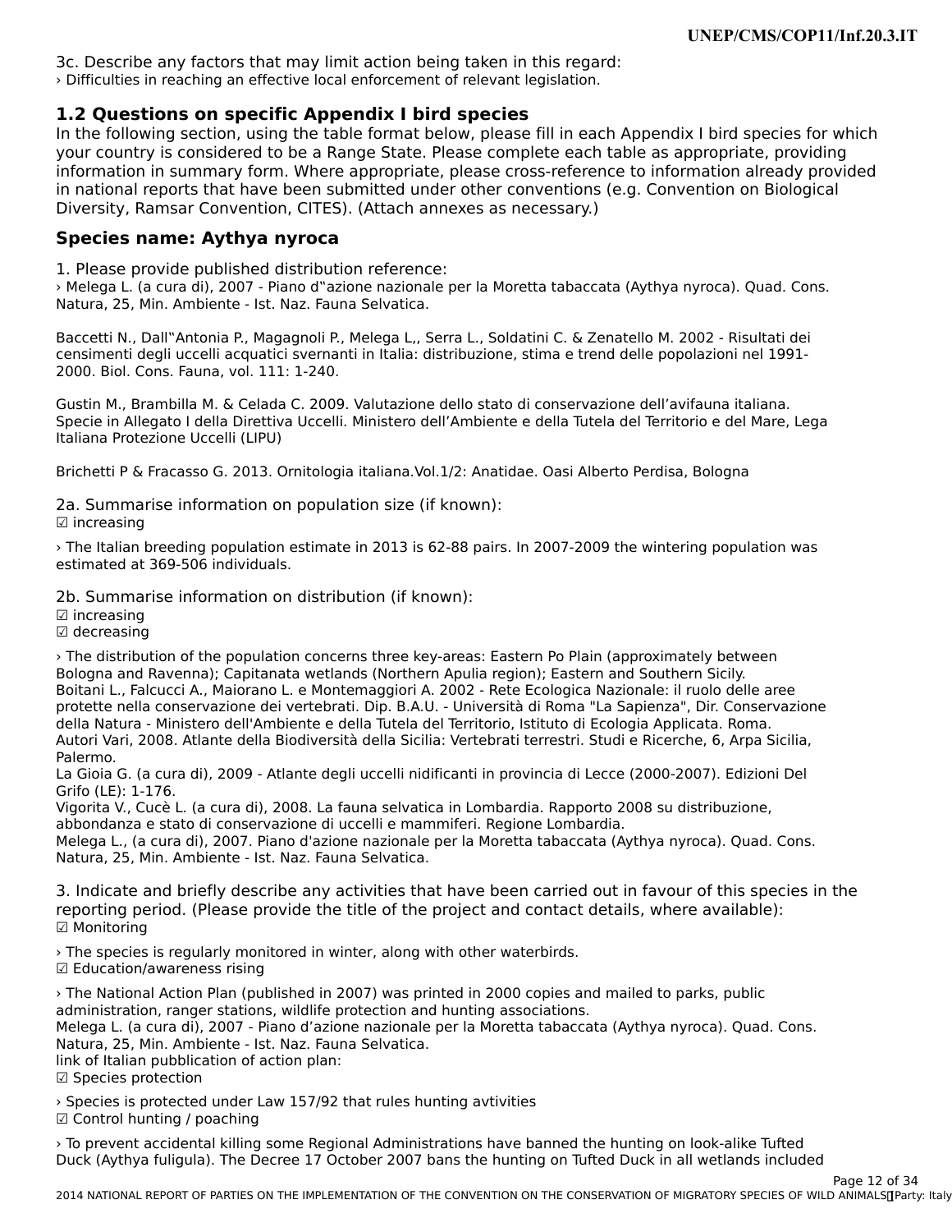3c. Describe any factors that may limit action being taken in this regard:
› Difficulties in reaching an effective local enforcement of relevant legislation.

## 1.2 Questions on specific Appendix I bird species

In the following section, using the table format below, please fill in each Appendix I bird species for which your country is considered to be a Range State. Please complete each table as appropriate, providing information in summary form. Where appropriate, please cross-reference to information already provided in national reports that have been submitted under other conventions (e.g. Convention on Biological Diversity, Ramsar Convention, CITES). (Attach annexes as necessary.)

## Species name: Aythya nyroca

1. Please provide published distribution reference:
› Melega L. (a cura di), 2007 - Piano d"azione nazionale per la Moretta tabaccata (Aythya nyroca). Quad. Cons. Natura, 25, Min. Ambiente - Ist. Naz. Fauna Selvatica.

Baccetti N., Dall"Antonia P., Magagnoli P., Melega L,, Serra L., Soldatini C. & Zenatello M. 2002 - Risultati dei censimenti degli uccelli acquatici svernanti in Italia: distribuzione, stima e trend delle popolazioni nel 1991-2000. Biol. Cons. Fauna, vol. 111: 1-240.

Gustin M., Brambilla M. & Celada C. 2009. Valutazione dello stato di conservazione dell'avifauna italiana. Specie in Allegato I della Direttiva Uccelli. Ministero dell'Ambiente e della Tutela del Territorio e del Mare, Lega Italiana Protezione Uccelli (LIPU)

Brichetti P & Fracasso G. 2013. Ornitologia italiana.Vol.1/2: Anatidae. Oasi Alberto Perdisa, Bologna

2a. Summarise information on population size (if known):
☑ increasing

› The Italian breeding population estimate in 2013 is 62-88 pairs. In 2007-2009 the wintering population was estimated at 369-506 individuals.

2b. Summarise information on distribution (if known):
☑ increasing
☑ decreasing

› The distribution of the population concerns three key-areas: Eastern Po Plain (approximately between Bologna and Ravenna); Capitanata wetlands (Northern Apulia region); Eastern and Southern Sicily.
Boitani L., Falcucci A., Maiorano L. e Montemaggiori A. 2002 - Rete Ecologica Nazionale: il ruolo delle aree protette nella conservazione dei vertebrati. Dip. B.A.U. - Università di Roma "La Sapienza", Dir. Conservazione della Natura - Ministero dell'Ambiente e della Tutela del Territorio, Istituto di Ecologia Applicata. Roma.
Autori Vari, 2008. Atlante della Biodiversità della Sicilia: Vertebrati terrestri. Studi e Ricerche, 6, Arpa Sicilia, Palermo.
La Gioia G. (a cura di), 2009 - Atlante degli uccelli nidificanti in provincia di Lecce (2000-2007). Edizioni Del Grifo (LE): 1-176.
Vigorita V., Cucè L. (a cura di), 2008. La fauna selvatica in Lombardia. Rapporto 2008 su distribuzione, abbondanza e stato di conservazione di uccelli e mammiferi. Regione Lombardia.
Melega L., (a cura di), 2007. Piano d'azione nazionale per la Moretta tabaccata (Aythya nyroca). Quad. Cons. Natura, 25, Min. Ambiente - Ist. Naz. Fauna Selvatica.

3. Indicate and briefly describe any activities that have been carried out in favour of this species in the reporting period. (Please provide the title of the project and contact details, where available):
☑ Monitoring

› The species is regularly monitored in winter, along with other waterbirds.
☑ Education/awareness rising

› The National Action Plan (published in 2007) was printed in 2000 copies and mailed to parks, public administration, ranger stations, wildlife protection and hunting associations.
Melega L. (a cura di), 2007 - Piano d'azione nazionale per la Moretta tabaccata (Aythya nyroca). Quad. Cons. Natura, 25, Min. Ambiente - Ist. Naz. Fauna Selvatica.
link of Italian pubblication of action plan:
☑ Species protection

› Species is protected under Law 157/92 that rules hunting avtivities
☑ Control hunting / poaching

› To prevent accidental killing some Regional Administrations have banned the hunting on look-alike Tufted Duck (Aythya fuligula). The Decree 17 October 2007 bans the hunting on Tufted Duck in all wetlands included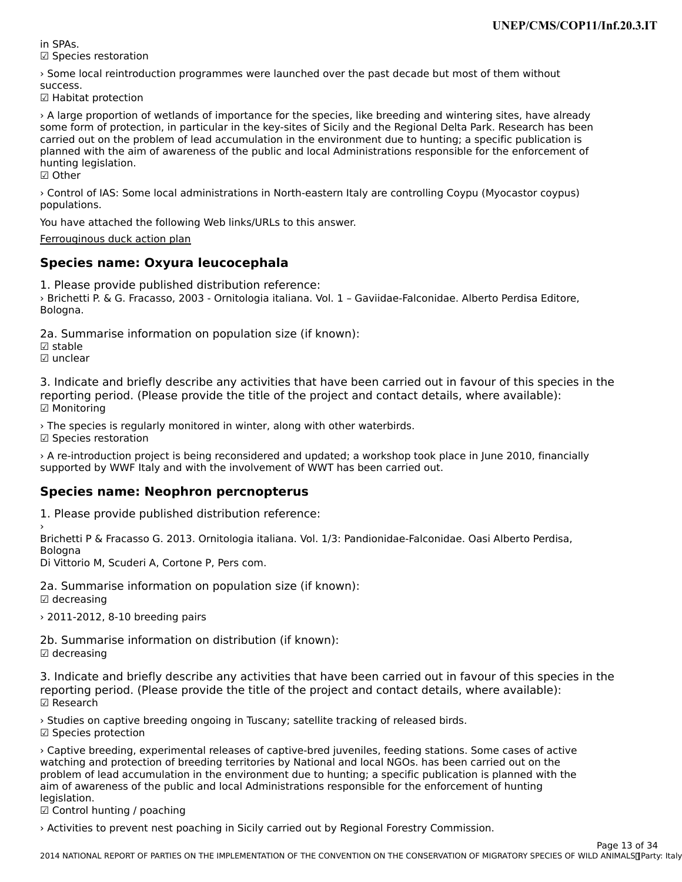in SPAs.
☑ Species restoration

› Some local reintroduction programmes were launched over the past decade but most of them without success.
☑ Habitat protection

› A large proportion of wetlands of importance for the species, like breeding and wintering sites, have already some form of protection, in particular in the key-sites of Sicily and the Regional Delta Park. Research has been carried out on the problem of lead accumulation in the environment due to hunting; a specific publication is planned with the aim of awareness of the public and local Administrations responsible for the enforcement of hunting legislation.
☑ Other

› Control of IAS: Some local administrations in North-eastern Italy are controlling Coypu (Myocastor coypus) populations.

You have attached the following Web links/URLs to this answer.

Ferrouginous duck action plan

### Species name: Oxyura leucocephala

1. Please provide published distribution reference:
› Brichetti P. & G. Fracasso, 2003 - Ornitologia italiana. Vol. 1 – Gaviidae-Falconidae. Alberto Perdisa Editore, Bologna.

2a. Summarise information on population size (if known):
☑ stable
☑ unclear

3. Indicate and briefly describe any activities that have been carried out in favour of this species in the reporting period. (Please provide the title of the project and contact details, where available):
☑ Monitoring

› The species is regularly monitored in winter, along with other waterbirds.
☑ Species restoration

› A re-introduction project is being reconsidered and updated; a workshop took place in June 2010, financially supported by WWF Italy and with the involvement of WWT has been carried out.

### Species name: Neophron percnopterus

1. Please provide published distribution reference:
›
Brichetti P & Fracasso G. 2013. Ornitologia italiana. Vol. 1/3: Pandionidae-Falconidae. Oasi Alberto Perdisa, Bologna
Di Vittorio M, Scuderi A, Cortone P, Pers com.

2a. Summarise information on population size (if known):
☑ decreasing

› 2011-2012, 8-10 breeding pairs

2b. Summarise information on distribution (if known):
☑ decreasing

3. Indicate and briefly describe any activities that have been carried out in favour of this species in the reporting period. (Please provide the title of the project and contact details, where available):
☑ Research

› Studies on captive breeding ongoing in Tuscany; satellite tracking of released birds.
☑ Species protection

› Captive breeding, experimental releases of captive-bred juveniles, feeding stations. Some cases of active watching and protection of breeding territories by National and local NGOs. has been carried out on the problem of lead accumulation in the environment due to hunting; a specific publication is planned with the aim of awareness of the public and local Administrations responsible for the enforcement of hunting legislation.
☑ Control hunting / poaching

› Activities to prevent nest poaching in Sicily carried out by Regional Forestry Commission.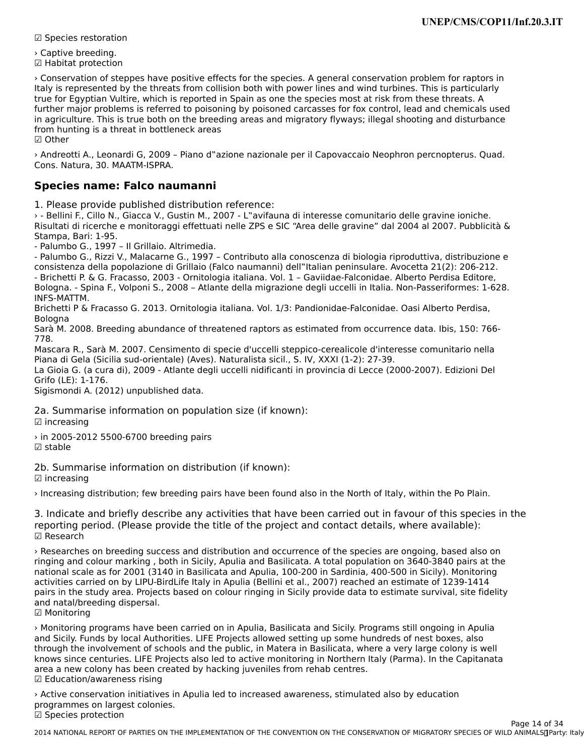☑ Species restoration

› Captive breeding.

☑ Habitat protection

› Conservation of steppes have positive effects for the species. A general conservation problem for raptors in Italy is represented by the threats from collision both with power lines and wind turbines. This is particularly true for Egyptian Vulture, which is reported in Spain as one the species most at risk from these threats. A further major problems is referred to poisoning by poisoned carcasses for fox control, lead and chemicals used in agriculture. This is true both on the breeding areas and migratory flyways; illegal shooting and disturbance from hunting is a threat in bottleneck areas

☑ Other

› Andreotti A., Leonardi G, 2009 – Piano d‟azione nazionale per il Capovaccaio Neophron percnopterus. Quad. Cons. Natura, 30. MAATM-ISPRA.

## Species name: Falco naumanni

1. Please provide published distribution reference:

› - Bellini F., Cillo N., Giacca V., Gustin M., 2007 - L‟avifauna di interesse comunitario delle gravine ioniche. Risultati di ricerche e monitoraggi effettuati nelle ZPS e SIC “Area delle gravine” dal 2004 al 2007. Pubblicità & Stampa, Bari: 1-95.
- Palumbo G., 1997 – Il Grillaio. Altrimedia.
- Palumbo G., Rizzi V., Malacarne G., 1997 – Contributo alla conoscenza di biologia riproduttiva, distribuzione e consistenza della popolazione di Grillaio (Falco naumanni) dell‟Italian peninsulare. Avocetta 21(2): 206-212.
- Brichetti P. & G. Fracasso, 2003 - Ornitologia italiana. Vol. 1 – Gaviidae-Falconidae. Alberto Perdisa Editore, Bologna. - Spina F., Volponi S., 2008 – Atlante della migrazione degli uccelli in Italia. Non-Passeriformes: 1-628. INFS-MATTM.
Brichetti P & Fracasso G. 2013. Ornitologia italiana. Vol. 1/3: Pandionidae-Falconidae. Oasi Alberto Perdisa, Bologna
Sarà M. 2008. Breeding abundance of threatened raptors as estimated from occurrence data. Ibis, 150: 766-778.
Mascara R., Sarà M. 2007. Censimento di specie d'uccelli steppico-cerealicole d'interesse comunitario nella Piana di Gela (Sicilia sud-orientale) (Aves). Naturalista sicil., S. IV, XXXI (1-2): 27-39.
La Gioia G. (a cura di), 2009 - Atlante degli uccelli nidificanti in provincia di Lecce (2000-2007). Edizioni Del Grifo (LE): 1-176.
Sigismondi A. (2012) unpublished data.

2a. Summarise information on population size (if known):

☑ increasing

› in 2005-2012 5500-6700 breeding pairs

☑ stable

2b. Summarise information on distribution (if known):

☑ increasing

› Increasing distribution; few breeding pairs have been found also in the North of Italy, within the Po Plain.

3. Indicate and briefly describe any activities that have been carried out in favour of this species in the reporting period. (Please provide the title of the project and contact details, where available):

☑ Research

› Researches on breeding success and distribution and occurrence of the species are ongoing, based also on ringing and colour marking , both in Sicily, Apulia and Basilicata. A total population on 3640-3840 pairs at the national scale as for 2001 (3140 in Basilicata and Apulia, 100-200 in Sardinia, 400-500 in Sicily). Monitoring activities carried on by LIPU-BirdLife Italy in Apulia (Bellini et al., 2007) reached an estimate of 1239-1414 pairs in the study area. Projects based on colour ringing in Sicily provide data to estimate survival, site fidelity and natal/breeding dispersal.

☑ Monitoring

› Monitoring programs have been carried on in Apulia, Basilicata and Sicily. Programs still ongoing in Apulia and Sicily. Funds by local Authorities. LIFE Projects allowed setting up some hundreds of nest boxes, also through the involvement of schools and the public, in Matera in Basilicata, where a very large colony is well knows since centuries. LIFE Projects also led to active monitoring in Northern Italy (Parma). In the Capitanata area a new colony has been created by hacking juveniles from rehab centres.

☑ Education/awareness rising

› Active conservation initiatives in Apulia led to increased awareness, stimulated also by education programmes on largest colonies.

☑ Species protection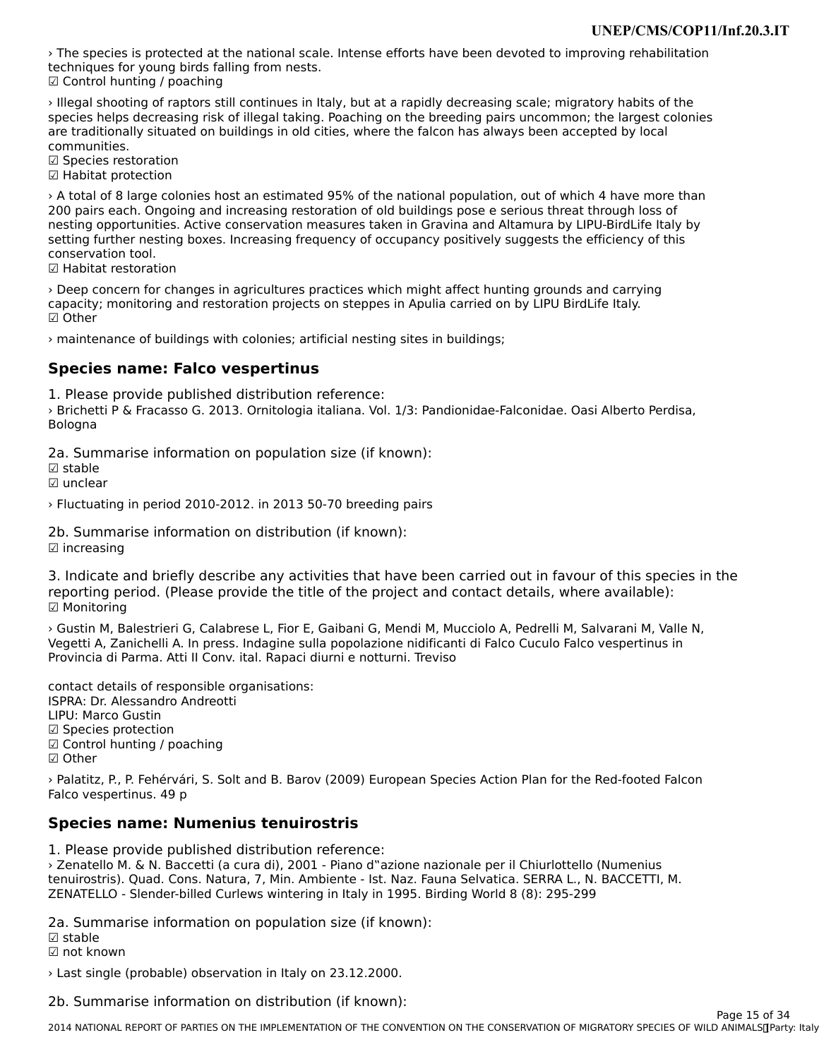› The species is protected at the national scale. Intense efforts have been devoted to improving rehabilitation techniques for young birds falling from nests.
☑ Control hunting / poaching

› Illegal shooting of raptors still continues in Italy, but at a rapidly decreasing scale; migratory habits of the species helps decreasing risk of illegal taking. Poaching on the breeding pairs uncommon; the largest colonies are traditionally situated on buildings in old cities, where the falcon has always been accepted by local communities.
☑ Species restoration
☑ Habitat protection

› A total of 8 large colonies host an estimated 95% of the national population, out of which 4 have more than 200 pairs each. Ongoing and increasing restoration of old buildings pose e serious threat through loss of nesting opportunities. Active conservation measures taken in Gravina and Altamura by LIPU-BirdLife Italy by setting further nesting boxes. Increasing frequency of occupancy positively suggests the efficiency of this conservation tool.
☑ Habitat restoration

› Deep concern for changes in agricultures practices which might affect hunting grounds and carrying capacity; monitoring and restoration projects on steppes in Apulia carried on by LIPU BirdLife Italy.
☑ Other

› maintenance of buildings with colonies; artificial nesting sites in buildings;

## Species name: Falco vespertinus

1. Please provide published distribution reference:
› Brichetti P & Fracasso G. 2013. Ornitologia italiana. Vol. 1/3: Pandionidae-Falconidae. Oasi Alberto Perdisa, Bologna

2a. Summarise information on population size (if known):
☑ stable
☑ unclear

› Fluctuating in period 2010-2012. in 2013 50-70 breeding pairs

2b. Summarise information on distribution (if known):
☑ increasing

3. Indicate and briefly describe any activities that have been carried out in favour of this species in the reporting period. (Please provide the title of the project and contact details, where available):
☑ Monitoring

› Gustin M, Balestrieri G, Calabrese L, Fior E, Gaibani G, Mendi M, Mucciolo A, Pedrelli M, Salvarani M, Valle N, Vegetti A, Zanichelli A. In press. Indagine sulla popolazione nidificanti di Falco Cuculo Falco vespertinus in Provincia di Parma. Atti II Conv. ital. Rapaci diurni e notturni. Treviso

contact details of responsible organisations:
ISPRA: Dr. Alessandro Andreotti
LIPU: Marco Gustin
☑ Species protection
☑ Control hunting / poaching
☑ Other

› Palatitz, P., P. Fehérvári, S. Solt and B. Barov (2009) European Species Action Plan for the Red-footed Falcon Falco vespertinus. 49 p

## Species name: Numenius tenuirostris

1. Please provide published distribution reference:
› Zenatello M. & N. Baccetti (a cura di), 2001 - Piano d"azione nazionale per il Chiurlottello (Numenius tenuirostris). Quad. Cons. Natura, 7, Min. Ambiente - Ist. Naz. Fauna Selvatica. SERRA L., N. BACCETTI, M. ZENATELLO - Slender-billed Curlews wintering in Italy in 1995. Birding World 8 (8): 295-299

2a. Summarise information on population size (if known):
☑ stable
☑ not known

› Last single (probable) observation in Italy on 23.12.2000.

2b. Summarise information on distribution (if known):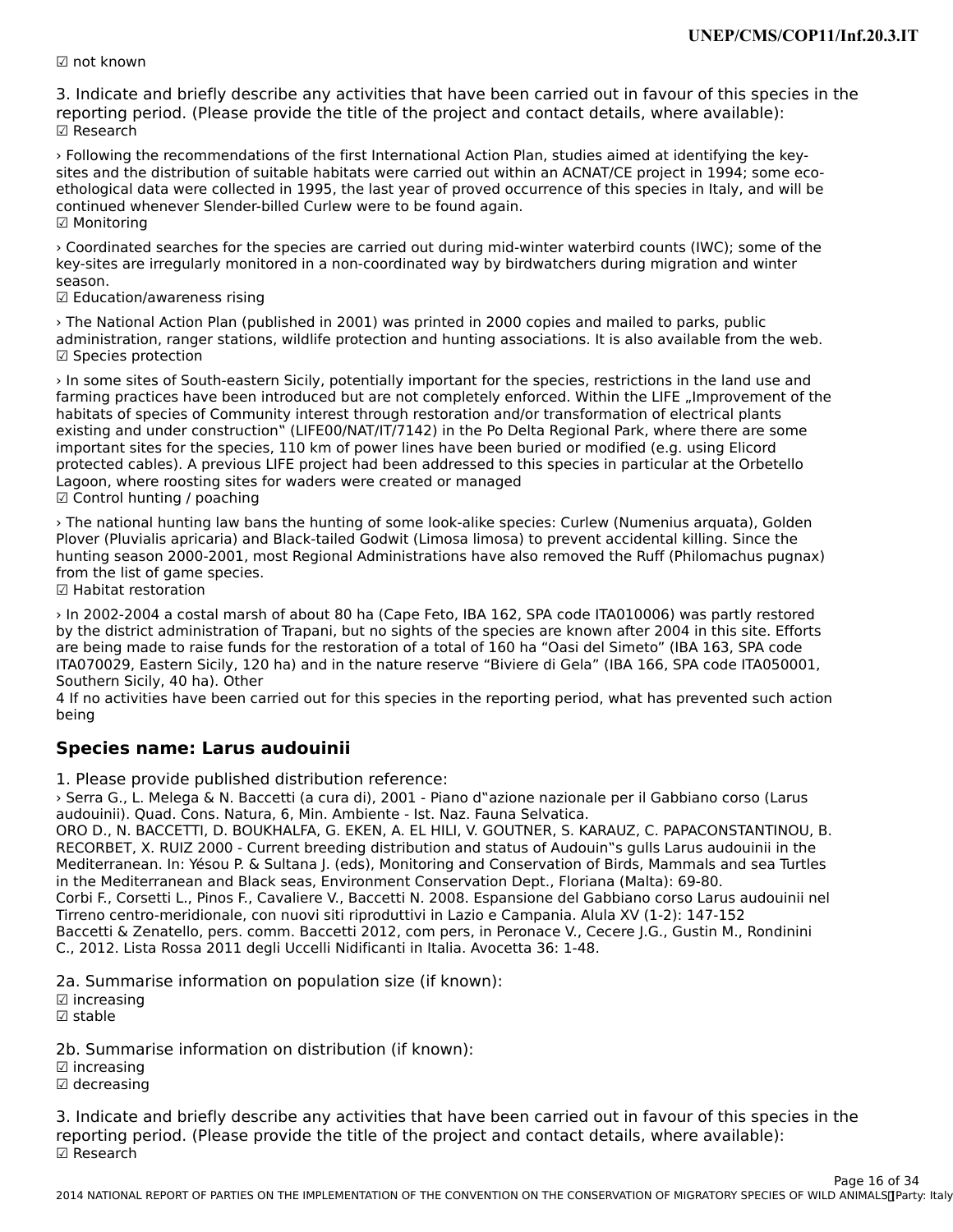☑ not known

3. Indicate and briefly describe any activities that have been carried out in favour of this species in the reporting period. (Please provide the title of the project and contact details, where available):
☑ Research

› Following the recommendations of the first International Action Plan, studies aimed at identifying the key-sites and the distribution of suitable habitats were carried out within an ACNAT/CE project in 1994; some eco-ethological data were collected in 1995, the last year of proved occurrence of this species in Italy, and will be continued whenever Slender-billed Curlew were to be found again.
☑ Monitoring

› Coordinated searches for the species are carried out during mid-winter waterbird counts (IWC); some of the key-sites are irregularly monitored in a non-coordinated way by birdwatchers during migration and winter season.
☑ Education/awareness rising

› The National Action Plan (published in 2001) was printed in 2000 copies and mailed to parks, public administration, ranger stations, wildlife protection and hunting associations. It is also available from the web.
☑ Species protection

› In some sites of South-eastern Sicily, potentially important for the species, restrictions in the land use and farming practices have been introduced but are not completely enforced. Within the LIFE „Improvement of the habitats of species of Community interest through restoration and/or transformation of electrical plants existing and under construction" (LIFE00/NAT/IT/7142) in the Po Delta Regional Park, where there are some important sites for the species, 110 km of power lines have been buried or modified (e.g. using Elicord protected cables). A previous LIFE project had been addressed to this species in particular at the Orbetello Lagoon, where roosting sites for waders were created or managed
☑ Control hunting / poaching

› The national hunting law bans the hunting of some look-alike species: Curlew (Numenius arquata), Golden Plover (Pluvialis apricaria) and Black-tailed Godwit (Limosa limosa) to prevent accidental killing. Since the hunting season 2000-2001, most Regional Administrations have also removed the Ruff (Philomachus pugnax) from the list of game species.
☑ Habitat restoration

› In 2002-2004 a costal marsh of about 80 ha (Cape Feto, IBA 162, SPA code ITA010006) was partly restored by the district administration of Trapani, but no sights of the species are known after 2004 in this site. Efforts are being made to raise funds for the restoration of a total of 160 ha "Oasi del Simeto" (IBA 163, SPA code ITA070029, Eastern Sicily, 120 ha) and in the nature reserve "Biviere di Gela" (IBA 166, SPA code ITA050001, Southern Sicily, 40 ha). Other

4 If no activities have been carried out for this species in the reporting period, what has prevented such action being

## Species name: Larus audouinii

1. Please provide published distribution reference:

› Serra G., L. Melega & N. Baccetti (a cura di), 2001 - Piano d"azione nazionale per il Gabbiano corso (Larus audouinii). Quad. Cons. Natura, 6, Min. Ambiente - Ist. Naz. Fauna Selvatica.
ORO D., N. BACCETTI, D. BOUKHALFA, G. EKEN, A. EL HILI, V. GOUTNER, S. KARAUZ, C. PAPACONSTANTINOU, B. RECORBET, X. RUIZ 2000 - Current breeding distribution and status of Audouin"s gulls Larus audouinii in the Mediterranean. In: Yésou P. & Sultana J. (eds), Monitoring and Conservation of Birds, Mammals and sea Turtles in the Mediterranean and Black seas, Environment Conservation Dept., Floriana (Malta): 69-80.
Corbi F., Corsetti L., Pinos F., Cavaliere V., Baccetti N. 2008. Espansione del Gabbiano corso Larus audouinii nel Tirreno centro-meridionale, con nuovi siti riproduttivi in Lazio e Campania. Alula XV (1-2): 147-152
Baccetti & Zenatello, pers. comm. Baccetti 2012, com pers, in Peronace V., Cecere J.G., Gustin M., Rondinini C., 2012. Lista Rossa 2011 degli Uccelli Nidificanti in Italia. Avocetta 36: 1-48.

2a. Summarise information on population size (if known):
☑ increasing
☑ stable

2b. Summarise information on distribution (if known):
☑ increasing
☑ decreasing

3. Indicate and briefly describe any activities that have been carried out in favour of this species in the reporting period. (Please provide the title of the project and contact details, where available):
☑ Research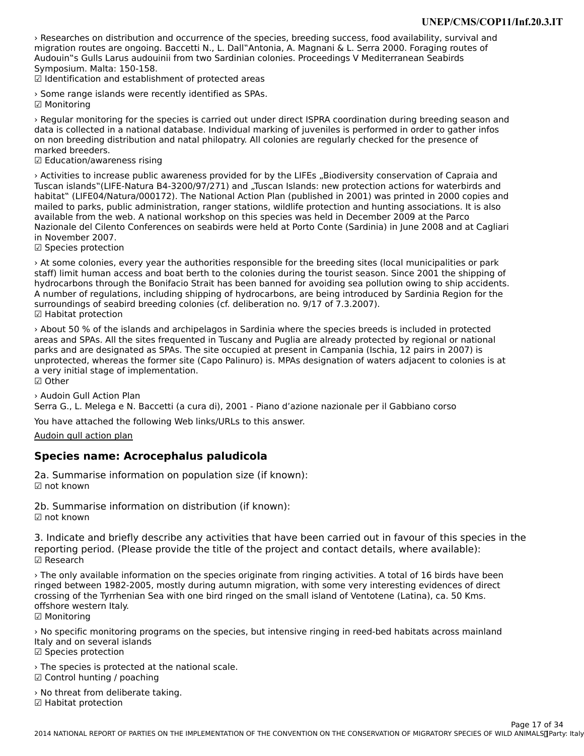› Researches on distribution and occurrence of the species, breeding success, food availability, survival and migration routes are ongoing. Baccetti N., L. Dall‟Antonia, A. Magnani & L. Serra 2000. Foraging routes of Audouin‟s Gulls Larus audouinii from two Sardinian colonies. Proceedings V Mediterranean Seabirds Symposium. Malta: 150-158.

☑ Identification and establishment of protected areas

› Some range islands were recently identified as SPAs.

☑ Monitoring

› Regular monitoring for the species is carried out under direct ISPRA coordination during breeding season and data is collected in a national database. Individual marking of juveniles is performed in order to gather infos on non breeding distribution and natal philopatry. All colonies are regularly checked for the presence of marked breeders.

☑ Education/awareness rising

› Activities to increase public awareness provided for by the LIFEs „Biodiversity conservation of Capraia and Tuscan islands‟(LIFE-Natura B4-3200/97/271) and „Tuscan Islands: new protection actions for waterbirds and habitat‟ (LIFE04/Natura/000172). The National Action Plan (published in 2001) was printed in 2000 copies and mailed to parks, public administration, ranger stations, wildlife protection and hunting associations. It is also available from the web. A national workshop on this species was held in December 2009 at the Parco Nazionale del Cilento Conferences on seabirds were held at Porto Conte (Sardinia) in June 2008 and at Cagliari in November 2007.

☑ Species protection

› At some colonies, every year the authorities responsible for the breeding sites (local municipalities or park staff) limit human access and boat berth to the colonies during the tourist season. Since 2001 the shipping of hydrocarbons through the Bonifacio Strait has been banned for avoiding sea pollution owing to ship accidents. A number of regulations, including shipping of hydrocarbons, are being introduced by Sardinia Region for the surroundings of seabird breeding colonies (cf. deliberation no. 9/17 of 7.3.2007).

☑ Habitat protection

› About 50 % of the islands and archipelagos in Sardinia where the species breeds is included in protected areas and SPAs. All the sites frequented in Tuscany and Puglia are already protected by regional or national parks and are designated as SPAs. The site occupied at present in Campania (Ischia, 12 pairs in 2007) is unprotected, whereas the former site (Capo Palinuro) is. MPAs designation of waters adjacent to colonies is at a very initial stage of implementation.

☑ Other

› Audoin Gull Action Plan
Serra G., L. Melega e N. Baccetti (a cura di), 2001 - Piano d'azione nazionale per il Gabbiano corso

You have attached the following Web links/URLs to this answer.

Audoin gull action plan

## Species name: Acrocephalus paludicola

2a. Summarise information on population size (if known):

☑ not known

2b. Summarise information on distribution (if known):

☑ not known

3. Indicate and briefly describe any activities that have been carried out in favour of this species in the reporting period. (Please provide the title of the project and contact details, where available):

☑ Research

› The only available information on the species originate from ringing activities. A total of 16 birds have been ringed between 1982-2005, mostly during autumn migration, with some very interesting evidences of direct crossing of the Tyrrhenian Sea with one bird ringed on the small island of Ventotene (Latina), ca. 50 Kms. offshore western Italy.

☑ Monitoring

› No specific monitoring programs on the species, but intensive ringing in reed-bed habitats across mainland Italy and on several islands

☑ Species protection

› The species is protected at the national scale.

☑ Control hunting / poaching

› No threat from deliberate taking.

☑ Habitat protection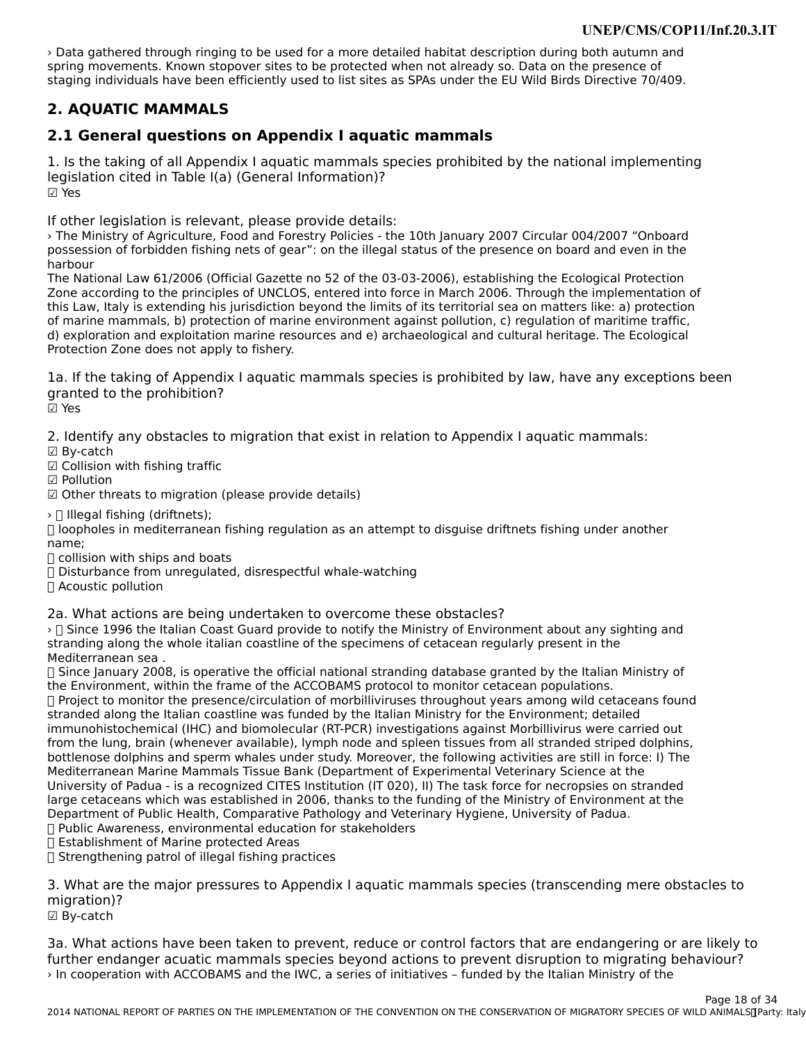› Data gathered through ringing to be used for a more detailed habitat description during both autumn and spring movements. Known stopover sites to be protected when not already so. Data on the presence of staging individuals have been efficiently used to list sites as SPAs under the EU Wild Birds Directive 70/409.

## 2. AQUATIC MAMMALS

## 2.1 General questions on Appendix I aquatic mammals

1. Is the taking of all Appendix I aquatic mammals species prohibited by the national implementing legislation cited in Table I(a) (General Information)?
☑ Yes

If other legislation is relevant, please provide details:
› The Ministry of Agriculture, Food and Forestry Policies - the 10th January 2007 Circular 004/2007 “Onboard possession of forbidden fishing nets of gear”: on the illegal status of the presence on board and even in the harbour
The National Law 61/2006 (Official Gazette no 52 of the 03-03-2006), establishing the Ecological Protection Zone according to the principles of UNCLOS, entered into force in March 2006. Through the implementation of this Law, Italy is extending his jurisdiction beyond the limits of its territorial sea on matters like: a) protection of marine mammals, b) protection of marine environment against pollution, c) regulation of maritime traffic, d) exploration and exploitation marine resources and e) archaeological and cultural heritage. The Ecological Protection Zone does not apply to fishery.

1a. If the taking of Appendix I aquatic mammals species is prohibited by law, have any exceptions been granted to the prohibition?
☑ Yes

2. Identify any obstacles to migration that exist in relation to Appendix I aquatic mammals:
☑ By-catch
☑ Collision with fishing traffic
☑ Pollution
☑ Other threats to migration (please provide details)

› Illegal fishing (driftnets);
 loopholes in mediterranean fishing regulation as an attempt to disguise driftnets fishing under another name;
 collision with ships and boats
 Disturbance from unregulated, disrespectful whale-watching
 Acoustic pollution

2a. What actions are being undertaken to overcome these obstacles?
› Since 1996 the Italian Coast Guard provide to notify the Ministry of Environment about any sighting and stranding along the whole italian coastline of the specimens of cetacean regularly present in the Mediterranean sea .
 Since January 2008, is operative the official national stranding database granted by the Italian Ministry of the Environment, within the frame of the ACCOBAMS protocol to monitor cetacean populations.
 Project to monitor the presence/circulation of morbilliviruses throughout years among wild cetaceans found stranded along the Italian coastline was funded by the Italian Ministry for the Environment; detailed immunohistochemical (IHC) and biomolecular (RT-PCR) investigations against Morbillivirus were carried out from the lung, brain (whenever available), lymph node and spleen tissues from all stranded striped dolphins, bottlenose dolphins and sperm whales under study. Moreover, the following activities are still in force: I) The Mediterranean Marine Mammals Tissue Bank (Department of Experimental Veterinary Science at the University of Padua - is a recognized CITES Institution (IT 020), II) The task force for necropsies on stranded large cetaceans which was established in 2006, thanks to the funding of the Ministry of Environment at the Department of Public Health, Comparative Pathology and Veterinary Hygiene, University of Padua.
 Public Awareness, environmental education for stakeholders
 Establishment of Marine protected Areas
 Strengthening patrol of illegal fishing practices

3. What are the major pressures to Appendix I aquatic mammals species (transcending mere obstacles to migration)?
☑ By-catch

3a. What actions have been taken to prevent, reduce or control factors that are endangering or are likely to further endanger acuatic mammals species beyond actions to prevent disruption to migrating behaviour?
› In cooperation with ACCOBAMS and the IWC, a series of initiatives – funded by the Italian Ministry of the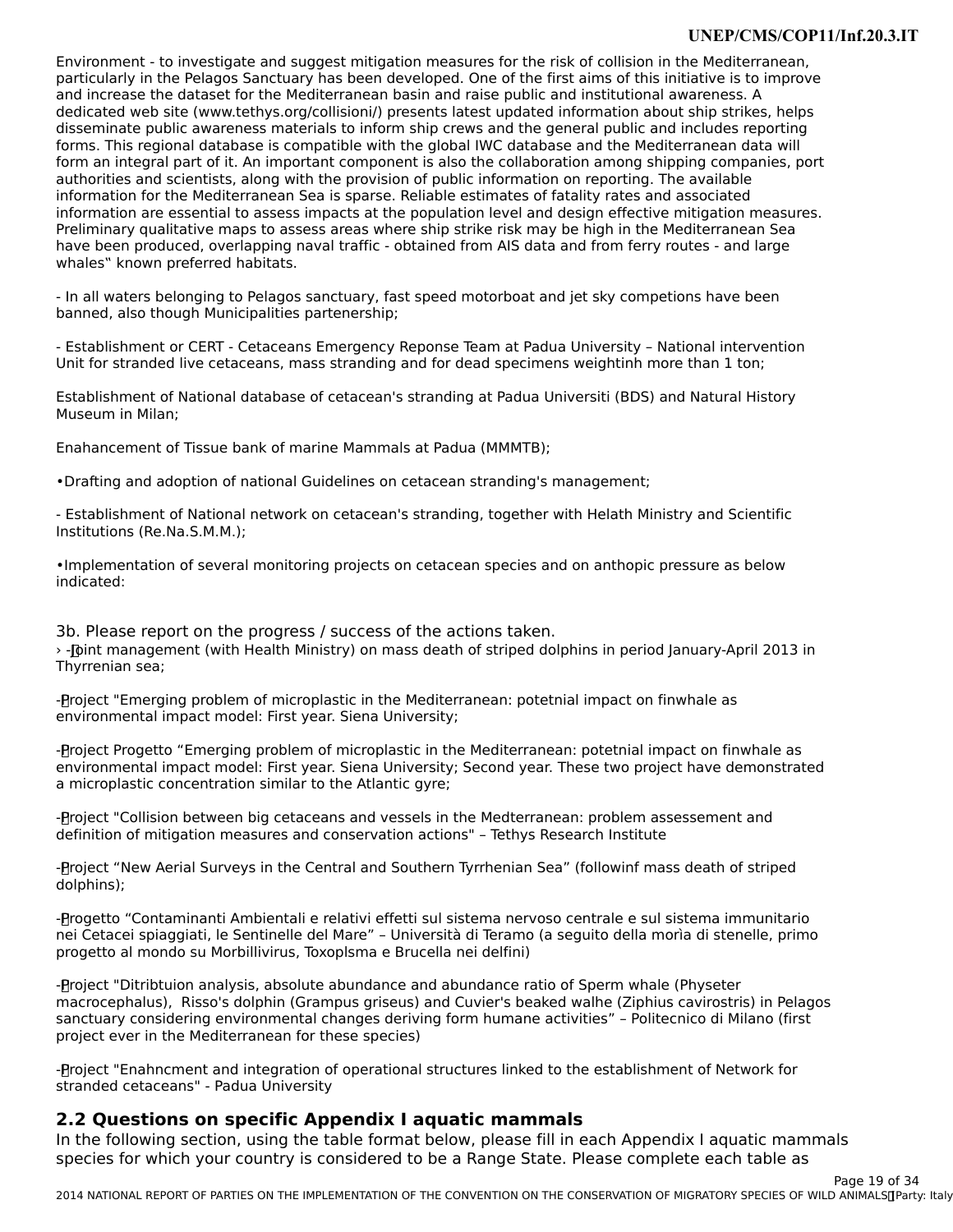Environment - to investigate and suggest mitigation measures for the risk of collision in the Mediterranean, particularly in the Pelagos Sanctuary has been developed. One of the first aims of this initiative is to improve and increase the dataset for the Mediterranean basin and raise public and institutional awareness. A dedicated web site (www.tethys.org/collisioni/) presents latest updated information about ship strikes, helps disseminate public awareness materials to inform ship crews and the general public and includes reporting forms. This regional database is compatible with the global IWC database and the Mediterranean data will form an integral part of it. An important component is also the collaboration among shipping companies, port authorities and scientists, along with the provision of public information on reporting. The available information for the Mediterranean Sea is sparse. Reliable estimates of fatality rates and associated information are essential to assess impacts at the population level and design effective mitigation measures. Preliminary qualitative maps to assess areas where ship strike risk may be high in the Mediterranean Sea have been produced, overlapping naval traffic - obtained from AIS data and from ferry routes - and large whales‟ known preferred habitats.

- In all waters belonging to Pelagos sanctuary, fast speed motorboat and jet sky competions have been banned, also though Municipalities partenership;

- Establishment or CERT - Cetaceans Emergency Reponse Team at Padua University – National intervention Unit for stranded live cetaceans, mass stranding and for dead specimens weightinh more than 1 ton;

Establishment of National database of cetacean's stranding at Padua Universiti (BDS) and Natural History Museum in Milan;

Enahancement of Tissue bank of marine Mammals at Padua (MMMTB);

•Drafting and adoption of national Guidelines on cetacean stranding's management;

- Establishment of National network on cetacean's stranding, together with Helath Ministry and Scientific Institutions (Re.Na.S.M.M.);

•Implementation of several monitoring projects on cetacean species and on anthopic pressure as below indicated:

3b. Please report on the progress / success of the actions taken.

› -Joint management (with Health Ministry) on mass death of striped dolphins in period January-April 2013 in Thyrrenian sea;

-Project "Emerging problem of microplastic in the Mediterranean: potetnial impact on finwhale as environmental impact model: First year. Siena University;

-Project Progetto “Emerging problem of microplastic in the Mediterranean: potetnial impact on finwhale as environmental impact model: First year. Siena University; Second year. These two project have demonstrated a microplastic concentration similar to the Atlantic gyre;

-Project "Collision between big cetaceans and vessels in the Medterranean: problem assessement and definition of mitigation measures and conservation actions" – Tethys Research Institute

-Project “New Aerial Surveys in the Central and Southern Tyrrhenian Sea” (followinf mass death of striped dolphins);

-Progetto “Contaminanti Ambientali e relativi effetti sul sistema nervoso centrale e sul sistema immunitario nei Cetacei spiaggiati, le Sentinelle del Mare” – Università di Teramo (a seguito della morìa di stenelle, primo progetto al mondo su Morbillivirus, Toxoplsma e Brucella nei delfini)

-Project "Ditribtuion analysis, absolute abundance and abundance ratio of Sperm whale (Physeter macrocephalus), Risso's dolphin (Grampus griseus) and Cuvier's beaked walhe (Ziphius cavirostris) in Pelagos sanctuary considering environmental changes deriving form humane activities” – Politecnico di Milano (first project ever in the Mediterranean for these species)

-Project "Enahncment and integration of operational structures linked to the establishment of Network for stranded cetaceans" - Padua University

## 2.2 Questions on specific Appendix I aquatic mammals

In the following section, using the table format below, please fill in each Appendix I aquatic mammals species for which your country is considered to be a Range State. Please complete each table as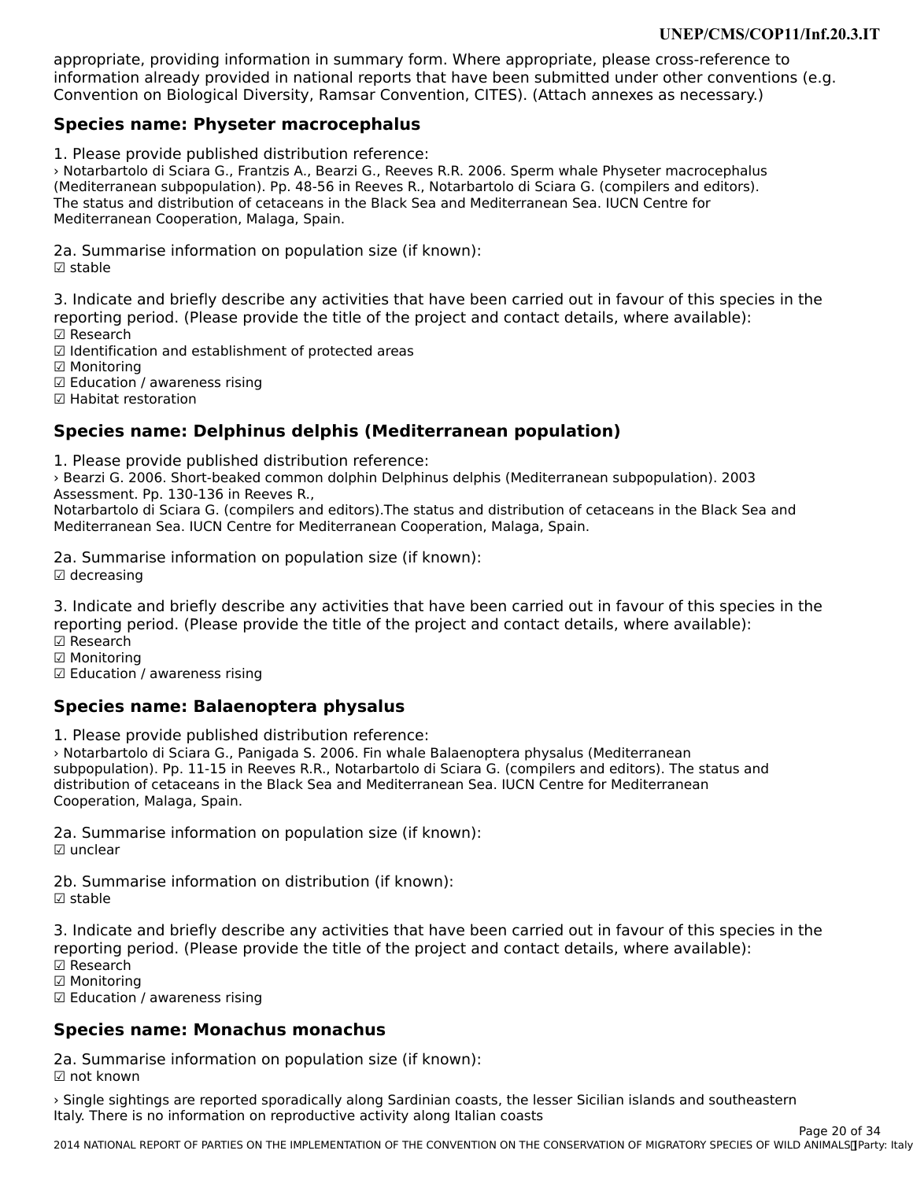appropriate, providing information in summary form. Where appropriate, please cross-reference to information already provided in national reports that have been submitted under other conventions (e.g. Convention on Biological Diversity, Ramsar Convention, CITES). (Attach annexes as necessary.)

### Species name: Physeter macrocephalus

1. Please provide published distribution reference:

› Notarbartolo di Sciara G., Frantzis A., Bearzi G., Reeves R.R. 2006. Sperm whale Physeter macrocephalus (Mediterranean subpopulation). Pp. 48-56 in Reeves R., Notarbartolo di Sciara G. (compilers and editors). The status and distribution of cetaceans in the Black Sea and Mediterranean Sea. IUCN Centre for Mediterranean Cooperation, Malaga, Spain.

2a. Summarise information on population size (if known):

☑ stable

3. Indicate and briefly describe any activities that have been carried out in favour of this species in the reporting period. (Please provide the title of the project and contact details, where available):

☑ Research
☑ Identification and establishment of protected areas
☑ Monitoring
☑ Education / awareness rising
☑ Habitat restoration

### Species name: Delphinus delphis (Mediterranean population)

1. Please provide published distribution reference:

› Bearzi G. 2006. Short-beaked common dolphin Delphinus delphis (Mediterranean subpopulation). 2003 Assessment. Pp. 130-136 in Reeves R.,
Notarbartolo di Sciara G. (compilers and editors).The status and distribution of cetaceans in the Black Sea and Mediterranean Sea. IUCN Centre for Mediterranean Cooperation, Malaga, Spain.

2a. Summarise information on population size (if known):

☑ decreasing

3. Indicate and briefly describe any activities that have been carried out in favour of this species in the reporting period. (Please provide the title of the project and contact details, where available):

☑ Research
☑ Monitoring
☑ Education / awareness rising

### Species name: Balaenoptera physalus

1. Please provide published distribution reference:

› Notarbartolo di Sciara G., Panigada S. 2006. Fin whale Balaenoptera physalus (Mediterranean subpopulation). Pp. 11-15 in Reeves R.R., Notarbartolo di Sciara G. (compilers and editors). The status and distribution of cetaceans in the Black Sea and Mediterranean Sea. IUCN Centre for Mediterranean Cooperation, Malaga, Spain.

2a. Summarise information on population size (if known):

☑ unclear

2b. Summarise information on distribution (if known):

☑ stable

3. Indicate and briefly describe any activities that have been carried out in favour of this species in the reporting period. (Please provide the title of the project and contact details, where available):

☑ Research
☑ Monitoring
☑ Education / awareness rising

### Species name: Monachus monachus

2a. Summarise information on population size (if known):

☑ not known

› Single sightings are reported sporadically along Sardinian coasts, the lesser Sicilian islands and southeastern Italy. There is no information on reproductive activity along Italian coasts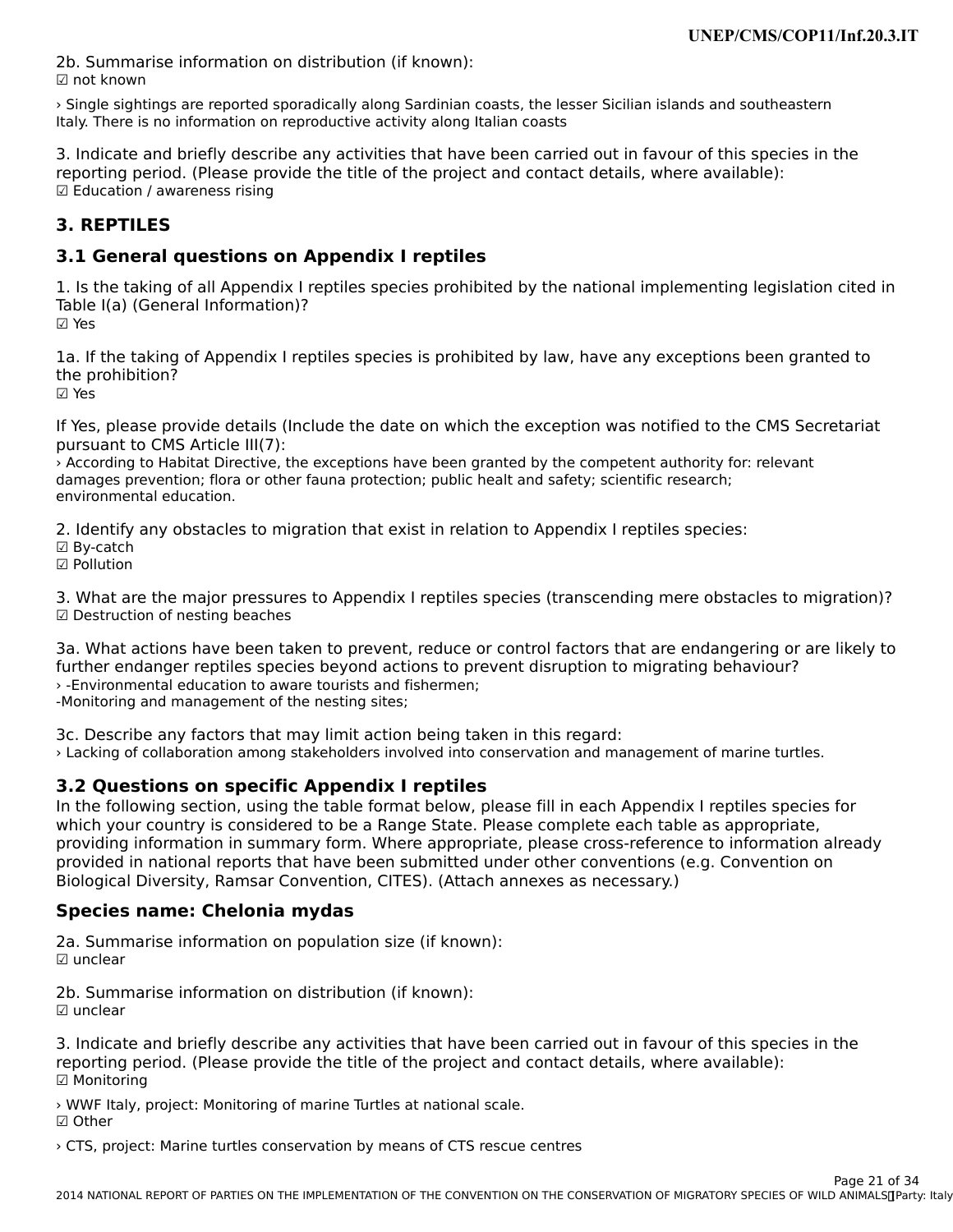2b. Summarise information on distribution (if known):
☑ not known

› Single sightings are reported sporadically along Sardinian coasts, the lesser Sicilian islands and southeastern Italy. There is no information on reproductive activity along Italian coasts

3. Indicate and briefly describe any activities that have been carried out in favour of this species in the reporting period. (Please provide the title of the project and contact details, where available):
☑ Education / awareness rising

## 3. REPTILES

### 3.1 General questions on Appendix I reptiles

1. Is the taking of all Appendix I reptiles species prohibited by the national implementing legislation cited in Table I(a) (General Information)?
☑ Yes

1a. If the taking of Appendix I reptiles species is prohibited by law, have any exceptions been granted to the prohibition?
☑ Yes

If Yes, please provide details (Include the date on which the exception was notified to the CMS Secretariat pursuant to CMS Article III(7):
› According to Habitat Directive, the exceptions have been granted by the competent authority for: relevant damages prevention; flora or other fauna protection; public healt and safety; scientific research; environmental education.

2. Identify any obstacles to migration that exist in relation to Appendix I reptiles species:
☑ By-catch
☑ Pollution

3. What are the major pressures to Appendix I reptiles species (transcending mere obstacles to migration)?
☑ Destruction of nesting beaches

3a. What actions have been taken to prevent, reduce or control factors that are endangering or are likely to further endanger reptiles species beyond actions to prevent disruption to migrating behaviour?
› -Environmental education to aware tourists and fishermen;
-Monitoring and management of the nesting sites;

3c. Describe any factors that may limit action being taken in this regard:
› Lacking of collaboration among stakeholders involved into conservation and management of marine turtles.

### 3.2 Questions on specific Appendix I reptiles

In the following section, using the table format below, please fill in each Appendix I reptiles species for which your country is considered to be a Range State. Please complete each table as appropriate, providing information in summary form. Where appropriate, please cross-reference to information already provided in national reports that have been submitted under other conventions (e.g. Convention on Biological Diversity, Ramsar Convention, CITES). (Attach annexes as necessary.)

### Species name: Chelonia mydas

2a. Summarise information on population size (if known):
☑ unclear

2b. Summarise information on distribution (if known):
☑ unclear

3. Indicate and briefly describe any activities that have been carried out in favour of this species in the reporting period. (Please provide the title of the project and contact details, where available):
☑ Monitoring

› WWF Italy, project: Monitoring of marine Turtles at national scale.
☑ Other

› CTS, project: Marine turtles conservation by means of CTS rescue centres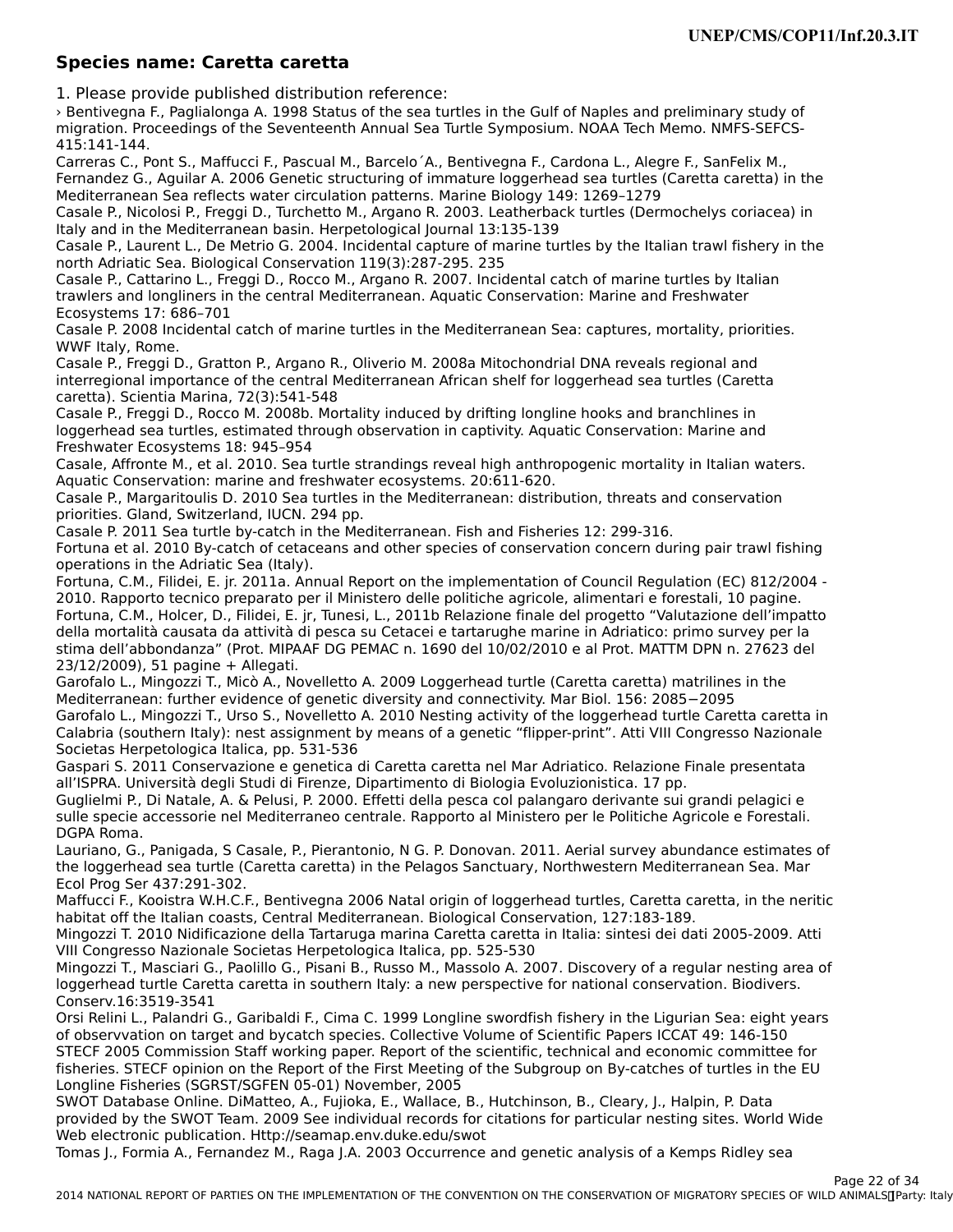## Species name: Caretta caretta

1. Please provide published distribution reference:

› Bentivegna F., Paglialonga A. 1998 Status of the sea turtles in the Gulf of Naples and preliminary study of migration. Proceedings of the Seventeenth Annual Sea Turtle Symposium. NOAA Tech Memo. NMFS-SEFCS-415:141-144.
Carreras C., Pont S., Maffucci F., Pascual M., Barcelo´A., Bentivegna F., Cardona L., Alegre F., SanFelix M., Fernandez G., Aguilar A. 2006 Genetic structuring of immature loggerhead sea turtles (Caretta caretta) in the Mediterranean Sea reflects water circulation patterns. Marine Biology 149: 1269–1279
Casale P., Nicolosi P., Freggi D., Turchetto M., Argano R. 2003. Leatherback turtles (Dermochelys coriacea) in Italy and in the Mediterranean basin. Herpetological Journal 13:135-139
Casale P., Laurent L., De Metrio G. 2004. Incidental capture of marine turtles by the Italian trawl fishery in the north Adriatic Sea. Biological Conservation 119(3):287-295. 235
Casale P., Cattarino L., Freggi D., Rocco M., Argano R. 2007. Incidental catch of marine turtles by Italian trawlers and longliners in the central Mediterranean. Aquatic Conservation: Marine and Freshwater Ecosystems 17: 686–701
Casale P. 2008 Incidental catch of marine turtles in the Mediterranean Sea: captures, mortality, priorities. WWF Italy, Rome.
Casale P., Freggi D., Gratton P., Argano R., Oliverio M. 2008a Mitochondrial DNA reveals regional and interregional importance of the central Mediterranean African shelf for loggerhead sea turtles (Caretta caretta). Scientia Marina, 72(3):541-548
Casale P., Freggi D., Rocco M. 2008b. Mortality induced by drifting longline hooks and branchlines in loggerhead sea turtles, estimated through observation in captivity. Aquatic Conservation: Marine and Freshwater Ecosystems 18: 945–954
Casale, Affronte M., et al. 2010. Sea turtle strandings reveal high anthropogenic mortality in Italian waters. Aquatic Conservation: marine and freshwater ecosystems. 20:611-620.
Casale P., Margaritoulis D. 2010 Sea turtles in the Mediterranean: distribution, threats and conservation priorities. Gland, Switzerland, IUCN. 294 pp.
Casale P. 2011 Sea turtle by-catch in the Mediterranean. Fish and Fisheries 12: 299-316.
Fortuna et al. 2010 By-catch of cetaceans and other species of conservation concern during pair trawl fishing operations in the Adriatic Sea (Italy).
Fortuna, C.M., Filidei, E. jr. 2011a. Annual Report on the implementation of Council Regulation (EC) 812/2004 - 2010. Rapporto tecnico preparato per il Ministero delle politiche agricole, alimentari e forestali, 10 pagine.
Fortuna, C.M., Holcer, D., Filidei, E. jr, Tunesi, L., 2011b Relazione finale del progetto "Valutazione dell'impatto della mortalità causata da attività di pesca su Cetacei e tartarughe marine in Adriatico: primo survey per la stima dell'abbondanza" (Prot. MIPAAF DG PEMAC n. 1690 del 10/02/2010 e al Prot. MATTM DPN n. 27623 del 23/12/2009), 51 pagine + Allegati.
Garofalo L., Mingozzi T., Micò A., Novelletto A. 2009 Loggerhead turtle (Caretta caretta) matrilines in the Mediterranean: further evidence of genetic diversity and connectivity. Mar Biol. 156: 2085−2095
Garofalo L., Mingozzi T., Urso S., Novelletto A. 2010 Nesting activity of the loggerhead turtle Caretta caretta in Calabria (southern Italy): nest assignment by means of a genetic "flipper-print". Atti VIII Congresso Nazionale Societas Herpetologica Italica, pp. 531-536
Gaspari S. 2011 Conservazione e genetica di Caretta caretta nel Mar Adriatico. Relazione Finale presentata all'ISPRA. Università degli Studi di Firenze, Dipartimento di Biologia Evoluzionistica. 17 pp.
Guglielmi P., Di Natale, A. & Pelusi, P. 2000. Effetti della pesca col palangaro derivante sui grandi pelagici e sulle specie accessorie nel Mediterraneo centrale. Rapporto al Ministero per le Politiche Agricole e Forestali. DGPA Roma.
Lauriano, G., Panigada, S Casale, P., Pierantonio, N G. P. Donovan. 2011. Aerial survey abundance estimates of the loggerhead sea turtle (Caretta caretta) in the Pelagos Sanctuary, Northwestern Mediterranean Sea. Mar Ecol Prog Ser 437:291-302.
Maffucci F., Kooistra W.H.C.F., Bentivegna 2006 Natal origin of loggerhead turtles, Caretta caretta, in the neritic habitat off the Italian coasts, Central Mediterranean. Biological Conservation, 127:183-189.
Mingozzi T. 2010 Nidificazione della Tartaruga marina Caretta caretta in Italia: sintesi dei dati 2005-2009. Atti VIII Congresso Nazionale Societas Herpetologica Italica, pp. 525-530
Mingozzi T., Masciari G., Paolillo G., Pisani B., Russo M., Massolo A. 2007. Discovery of a regular nesting area of loggerhead turtle Caretta caretta in southern Italy: a new perspective for national conservation. Biodivers. Conserv.16:3519-3541
Orsi Relini L., Palandri G., Garibaldi F., Cima C. 1999 Longline swordfish fishery in the Ligurian Sea: eight years of observvation on target and bycatch species. Collective Volume of Scientific Papers ICCAT 49: 146-150
STECF 2005 Commission Staff working paper. Report of the scientific, technical and economic committee for fisheries. STECF opinion on the Report of the First Meeting of the Subgroup on By-catches of turtles in the EU Longline Fisheries (SGRST/SGFEN 05-01) November, 2005
SWOT Database Online. DiMatteo, A., Fujioka, E., Wallace, B., Hutchinson, B., Cleary, J., Halpin, P. Data provided by the SWOT Team. 2009 See individual records for citations for particular nesting sites. World Wide Web electronic publication. Http://seamap.env.duke.edu/swot
Tomas J., Formia A., Fernandez M., Raga J.A. 2003 Occurrence and genetic analysis of a Kemps Ridley sea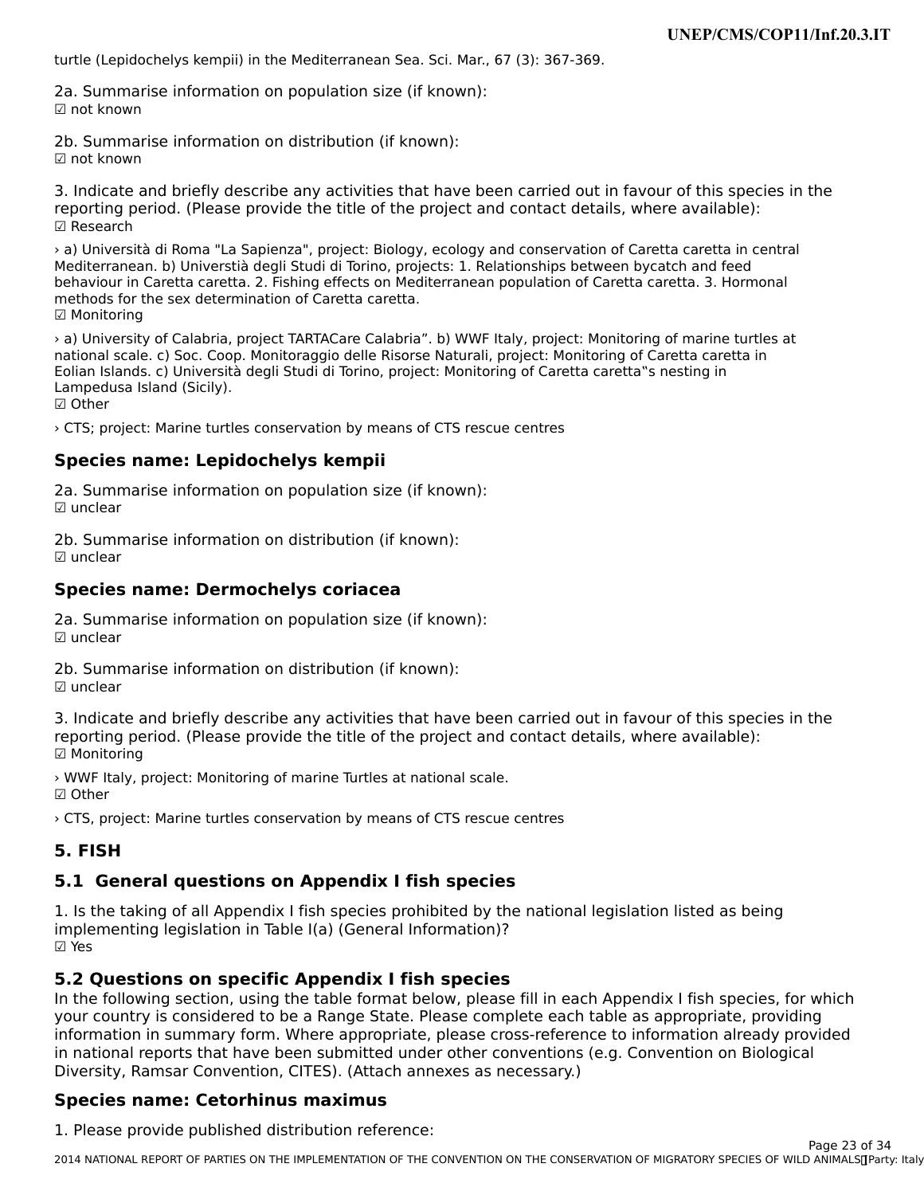turtle (Lepidochelys kempii) in the Mediterranean Sea. Sci. Mar., 67 (3): 367-369.

2a. Summarise information on population size (if known):
☑ not known

2b. Summarise information on distribution (if known):
☑ not known

3. Indicate and briefly describe any activities that have been carried out in favour of this species in the reporting period. (Please provide the title of the project and contact details, where available):
☑ Research

› a) Università di Roma "La Sapienza", project: Biology, ecology and conservation of Caretta caretta in central Mediterranean. b) Universtià degli Studi di Torino, projects: 1. Relationships between bycatch and feed behaviour in Caretta caretta. 2. Fishing effects on Mediterranean population of Caretta caretta. 3. Hormonal methods for the sex determination of Caretta caretta.
☑ Monitoring

› a) University of Calabria, project TARTACare Calabria". b) WWF Italy, project: Monitoring of marine turtles at national scale. c) Soc. Coop. Monitoraggio delle Risorse Naturali, project: Monitoring of Caretta caretta in Eolian Islands. c) Università degli Studi di Torino, project: Monitoring of Caretta caretta"s nesting in Lampedusa Island (Sicily).
☑ Other

› CTS; project: Marine turtles conservation by means of CTS rescue centres

### Species name: Lepidochelys kempii

2a. Summarise information on population size (if known):
☑ unclear

2b. Summarise information on distribution (if known):
☑ unclear

### Species name: Dermochelys coriacea

2a. Summarise information on population size (if known):
☑ unclear

2b. Summarise information on distribution (if known):
☑ unclear

3. Indicate and briefly describe any activities that have been carried out in favour of this species in the reporting period. (Please provide the title of the project and contact details, where available):
☑ Monitoring

› WWF Italy, project: Monitoring of marine Turtles at national scale.
☑ Other

› CTS, project: Marine turtles conservation by means of CTS rescue centres

## 5. FISH

### 5.1 General questions on Appendix I fish species

1. Is the taking of all Appendix I fish species prohibited by the national legislation listed as being implementing legislation in Table I(a) (General Information)?
☑ Yes

### 5.2 Questions on specific Appendix I fish species

In the following section, using the table format below, please fill in each Appendix I fish species, for which your country is considered to be a Range State. Please complete each table as appropriate, providing information in summary form. Where appropriate, please cross-reference to information already provided in national reports that have been submitted under other conventions (e.g. Convention on Biological Diversity, Ramsar Convention, CITES). (Attach annexes as necessary.)

### Species name: Cetorhinus maximus

1. Please provide published distribution reference: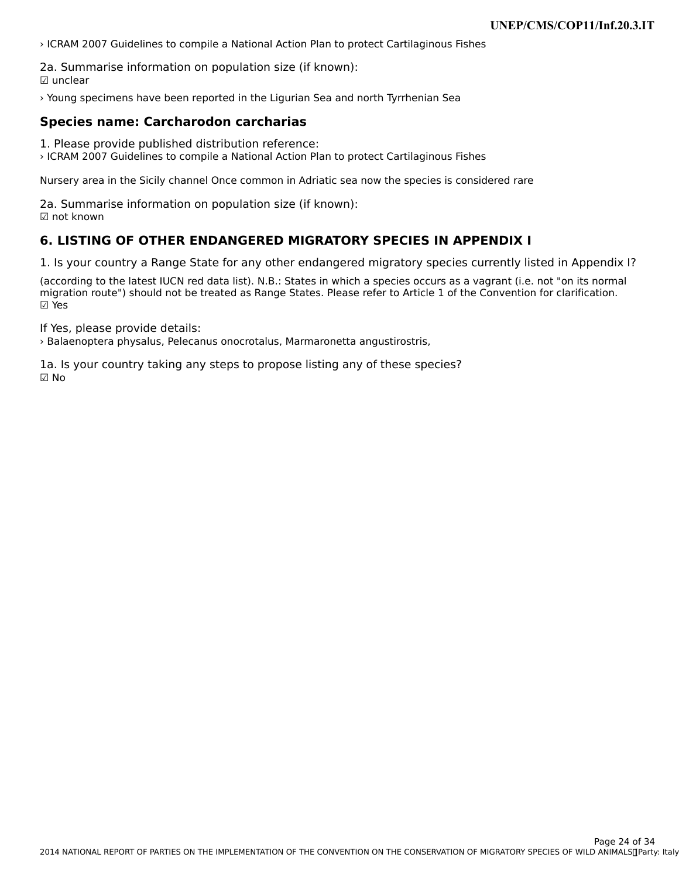› ICRAM 2007 Guidelines to compile a National Action Plan to protect Cartilaginous Fishes

2a. Summarise information on population size (if known):
☑ unclear

› Young specimens have been reported in the Ligurian Sea and north Tyrrhenian Sea

### Species name: Carcharodon carcharias

1. Please provide published distribution reference:
› ICRAM 2007 Guidelines to compile a National Action Plan to protect Cartilaginous Fishes

Nursery area in the Sicily channel Once common in Adriatic sea now the species is considered rare

2a. Summarise information on population size (if known):
☑ not known

## 6. LISTING OF OTHER ENDANGERED MIGRATORY SPECIES IN APPENDIX I

1. Is your country a Range State for any other endangered migratory species currently listed in Appendix I?

(according to the latest IUCN red data list). N.B.: States in which a species occurs as a vagrant (i.e. not "on its normal migration route") should not be treated as Range States. Please refer to Article 1 of the Convention for clarification.
☑ Yes

If Yes, please provide details:
› Balaenoptera physalus, Pelecanus onocrotalus, Marmaronetta angustirostris,

1a. Is your country taking any steps to propose listing any of these species?
☑ No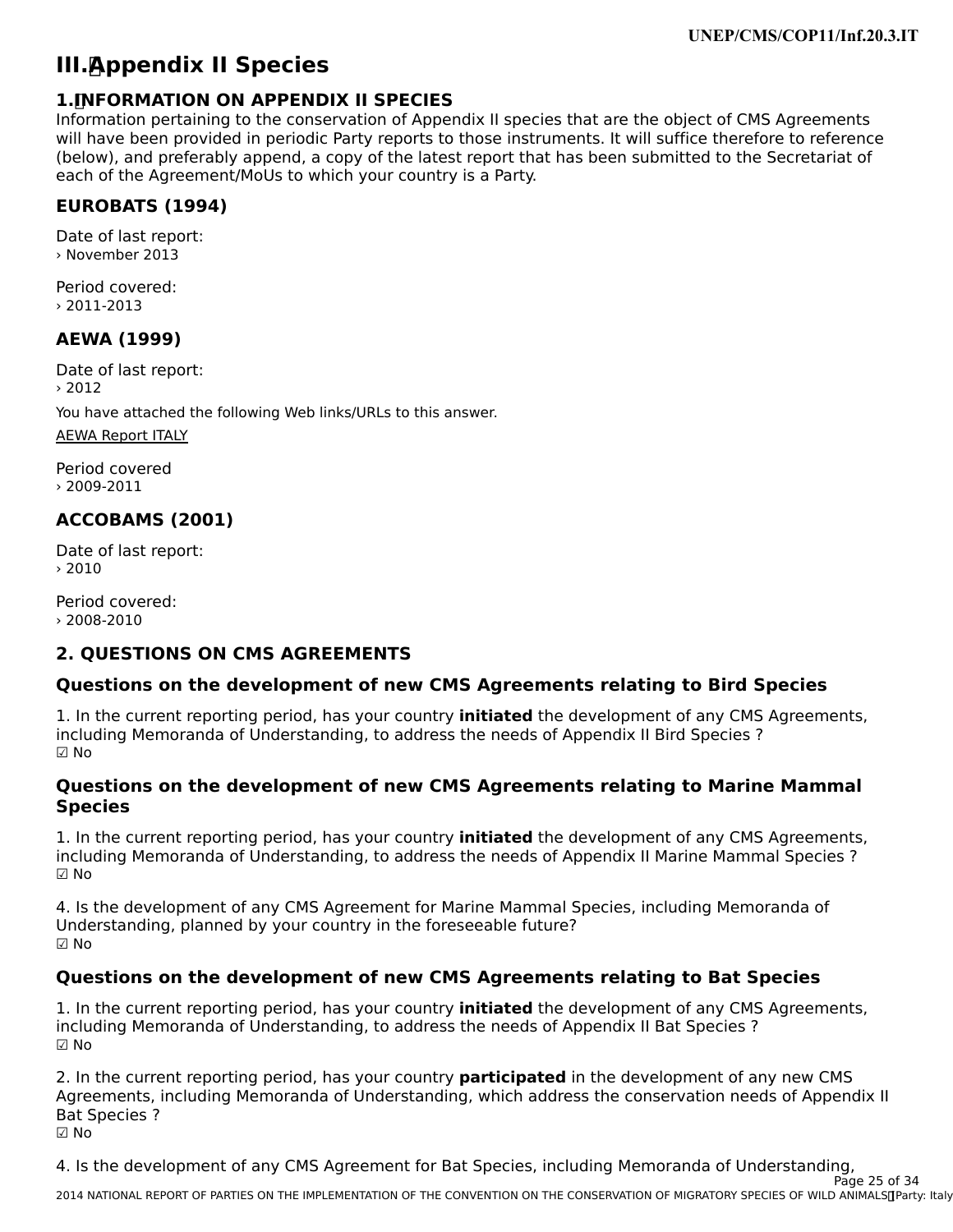# III. Appendix II Species

## 1. INFORMATION ON APPENDIX II SPECIES

Information pertaining to the conservation of Appendix II species that are the object of CMS Agreements will have been provided in periodic Party reports to those instruments. It will suffice therefore to reference (below), and preferably append, a copy of the latest report that has been submitted to the Secretariat of each of the Agreement/MoUs to which your country is a Party.

### EUROBATS (1994)

Date of last report:
› November 2013

Period covered:
› 2011-2013

### AEWA (1999)

Date of last report:
› 2012

You have attached the following Web links/URLs to this answer.

AEWA Report ITALY

Period covered
› 2009-2011

### ACCOBAMS (2001)

Date of last report:
› 2010

Period covered:
› 2008-2010

## 2. QUESTIONS ON CMS AGREEMENTS

### Questions on the development of new CMS Agreements relating to Bird Species

1. In the current reporting period, has your country **initiated** the development of any CMS Agreements, including Memoranda of Understanding, to address the needs of Appendix II Bird Species ?
☑ No

### Questions on the development of new CMS Agreements relating to Marine Mammal Species

1. In the current reporting period, has your country **initiated** the development of any CMS Agreements, including Memoranda of Understanding, to address the needs of Appendix II Marine Mammal Species ?
☑ No

4. Is the development of any CMS Agreement for Marine Mammal Species, including Memoranda of Understanding, planned by your country in the foreseeable future?
☑ No

### Questions on the development of new CMS Agreements relating to Bat Species

1. In the current reporting period, has your country **initiated** the development of any CMS Agreements, including Memoranda of Understanding, to address the needs of Appendix II Bat Species ?
☑ No

2. In the current reporting period, has your country **participated** in the development of any new CMS Agreements, including Memoranda of Understanding, which address the conservation needs of Appendix II Bat Species ?
☑ No

4. Is the development of any CMS Agreement for Bat Species, including Memoranda of Understanding,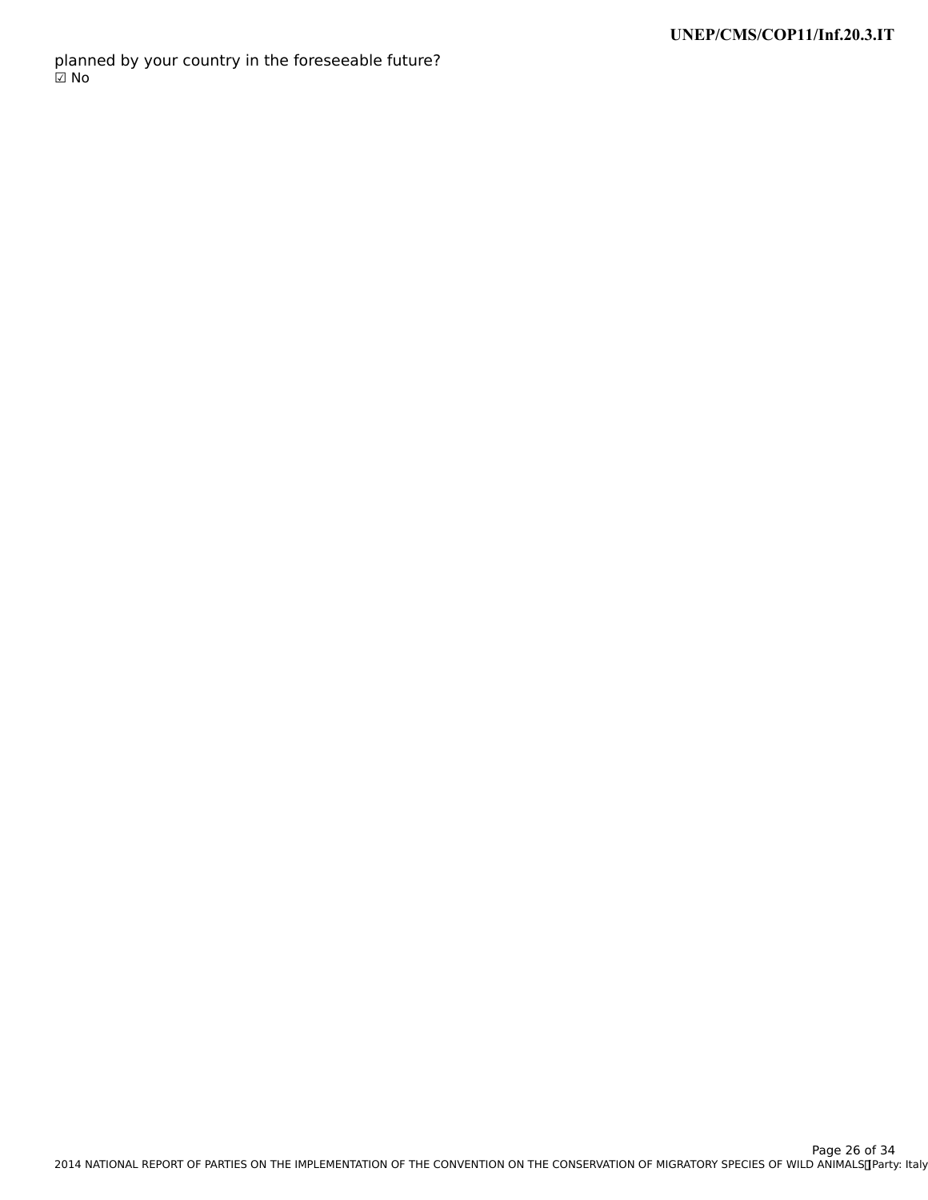planned by your country in the foreseeable future?
☑ No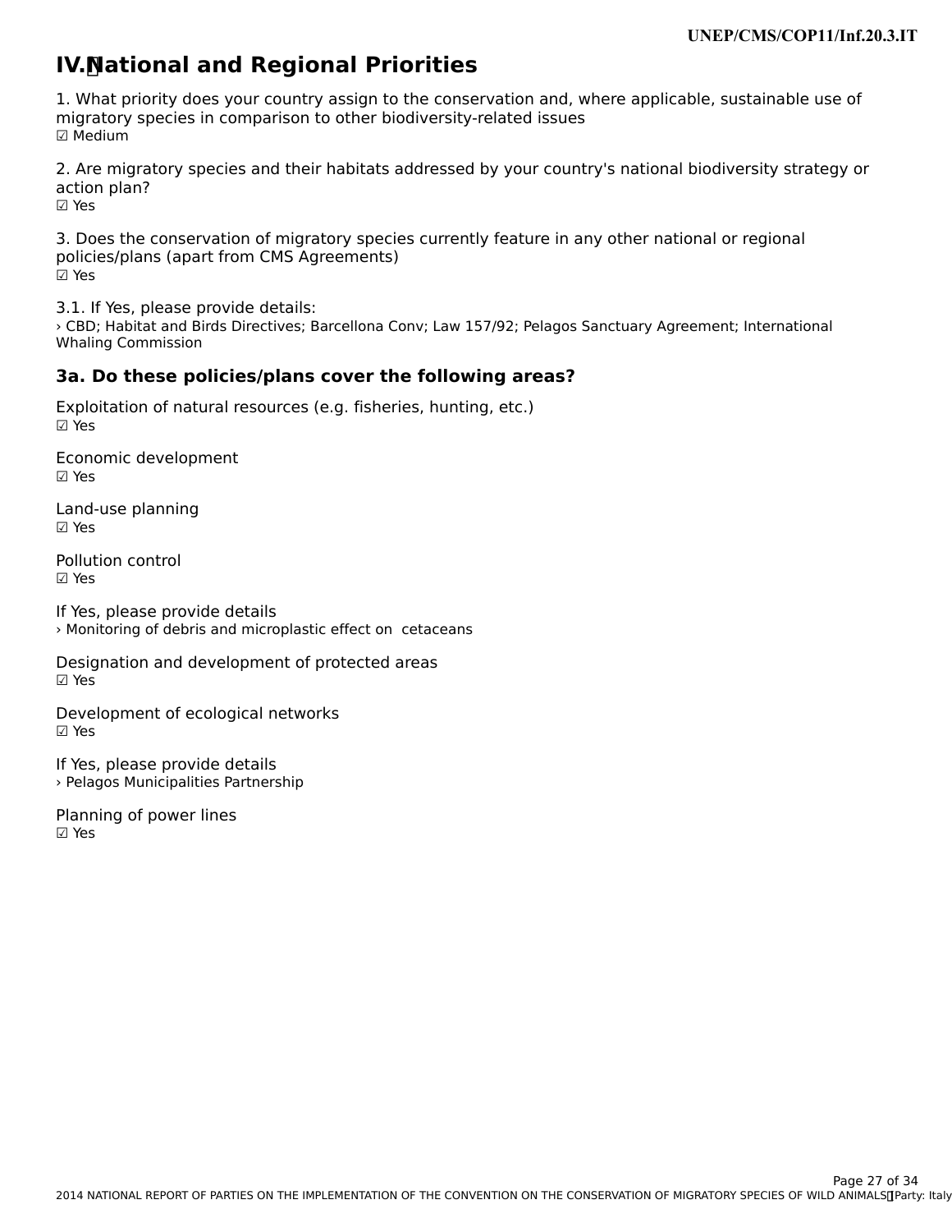# IV. National and Regional Priorities

1. What priority does your country assign to the conservation and, where applicable, sustainable use of migratory species in comparison to other biodiversity-related issues
☑ Medium

2. Are migratory species and their habitats addressed by your country's national biodiversity strategy or action plan?
☑ Yes

3. Does the conservation of migratory species currently feature in any other national or regional policies/plans (apart from CMS Agreements)
☑ Yes

3.1. If Yes, please provide details:
› CBD; Habitat and Birds Directives; Barcellona Conv; Law 157/92; Pelagos Sanctuary Agreement; International Whaling Commission

### 3a. Do these policies/plans cover the following areas?

Exploitation of natural resources (e.g. fisheries, hunting, etc.)
☑ Yes

Economic development
☑ Yes

Land-use planning
☑ Yes

Pollution control
☑ Yes

If Yes, please provide details
› Monitoring of debris and microplastic effect on  cetaceans

Designation and development of protected areas
☑ Yes

Development of ecological networks
☑ Yes

If Yes, please provide details
› Pelagos Municipalities Partnership

Planning of power lines
☑ Yes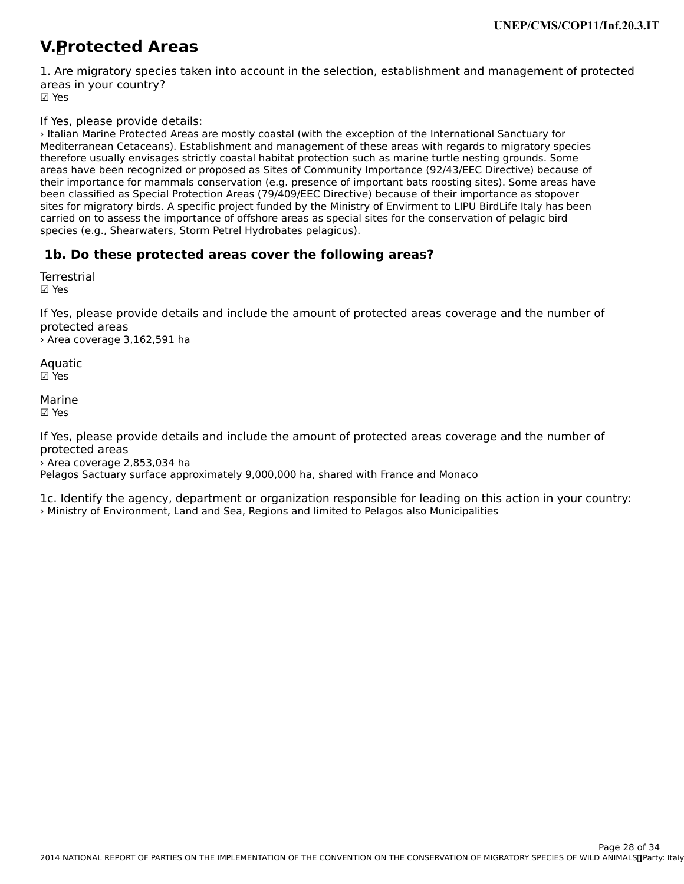# V. Protected Areas

1. Are migratory species taken into account in the selection, establishment and management of protected areas in your country?
☑ Yes

If Yes, please provide details:
› Italian Marine Protected Areas are mostly coastal (with the exception of the International Sanctuary for Mediterranean Cetaceans). Establishment and management of these areas with regards to migratory species therefore usually envisages strictly coastal habitat protection such as marine turtle nesting grounds. Some areas have been recognized or proposed as Sites of Community Importance (92/43/EEC Directive) because of their importance for mammals conservation (e.g. presence of important bats roosting sites). Some areas have been classified as Special Protection Areas (79/409/EEC Directive) because of their importance as stopover sites for migratory birds. A specific project funded by the Ministry of Envirment to LIPU BirdLife Italy has been carried on to assess the importance of offshore areas as special sites for the conservation of pelagic bird species (e.g., Shearwaters, Storm Petrel Hydrobates pelagicus).

## 1b. Do these protected areas cover the following areas?

Terrestrial
☑ Yes

If Yes, please provide details and include the amount of protected areas coverage and the number of protected areas
› Area coverage 3,162,591 ha

Aquatic
☑ Yes

Marine
☑ Yes

If Yes, please provide details and include the amount of protected areas coverage and the number of protected areas
› Area coverage 2,853,034 ha
Pelagos Sactuary surface approximately 9,000,000 ha, shared with France and Monaco

1c. Identify the agency, department or organization responsible for leading on this action in your country:
› Ministry of Environment, Land and Sea, Regions and limited to Pelagos also Municipalities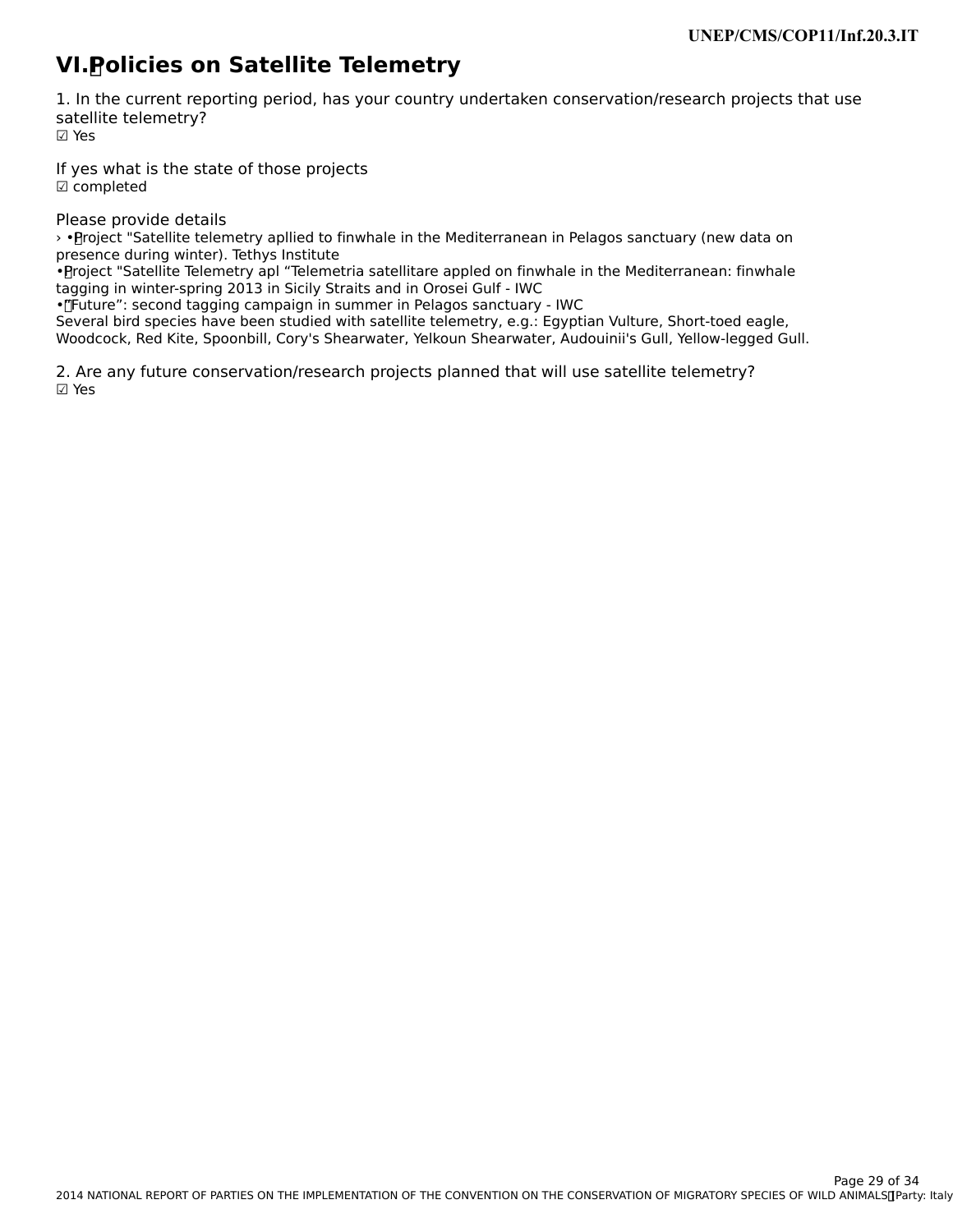## VI. Policies on Satellite Telemetry

1. In the current reporting period, has your country undertaken conservation/research projects that use satellite telemetry?

☑ Yes

If yes what is the state of those projects

☑ completed

Please provide details

› • Project "Satellite telemetry apllied to finwhale in the Mediterranean in Pelagos sanctuary (new data on presence during winter). Tethys Institute
• Project "Satellite Telemetry apl “Telemetria satellitare appled on finwhale in the Mediterranean: finwhale tagging in winter-spring 2013 in Sicily Straits and in Orosei Gulf - IWC
• "Future”: second tagging campaign in summer in Pelagos sanctuary - IWC
Several bird species have been studied with satellite telemetry, e.g.: Egyptian Vulture, Short-toed eagle, Woodcock, Red Kite, Spoonbill, Cory's Shearwater, Yelkoun Shearwater, Audouinii's Gull, Yellow-legged Gull.

2. Are any future conservation/research projects planned that will use satellite telemetry?

☑ Yes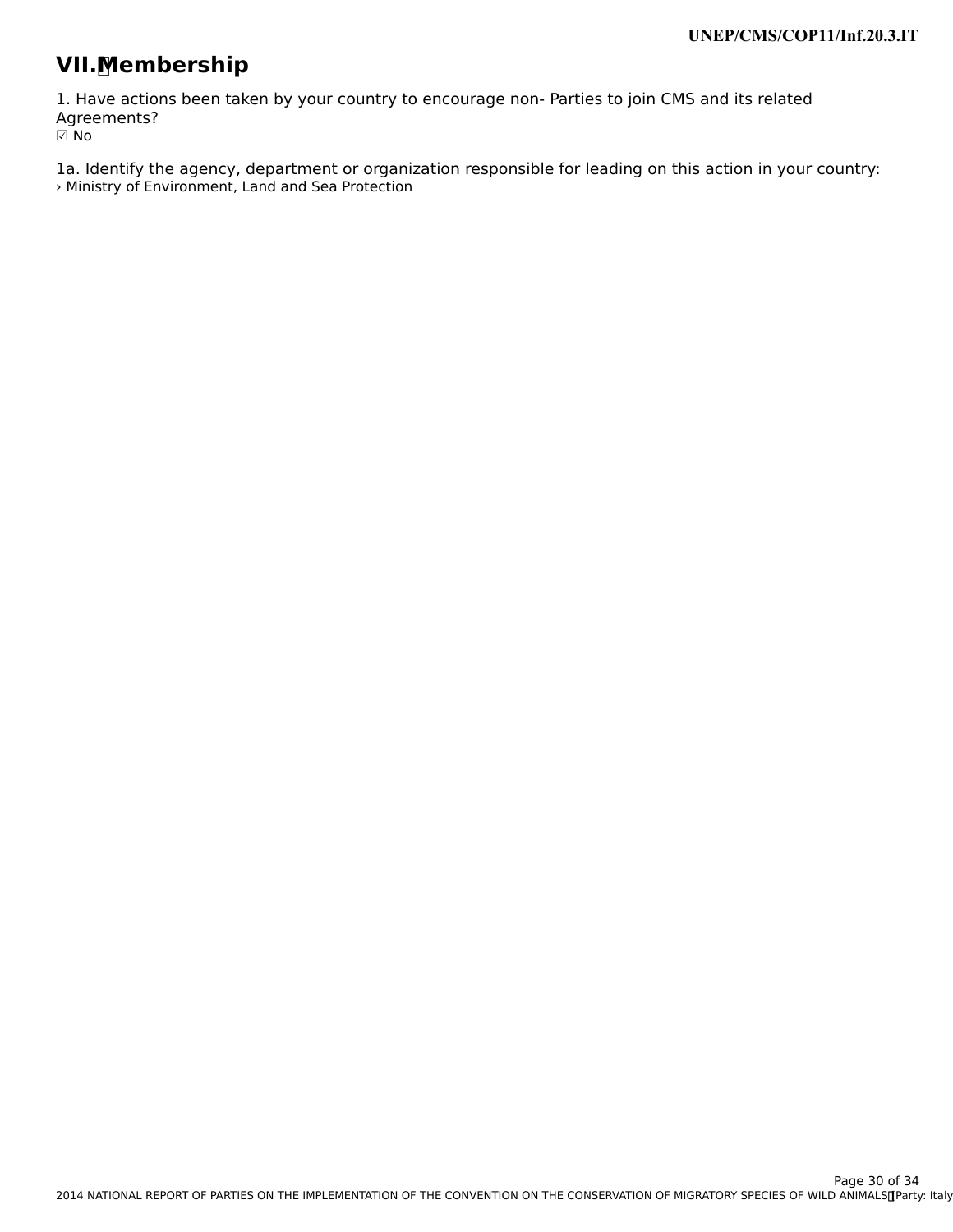# VII. Membership

1. Have actions been taken by your country to encourage non- Parties to join CMS and its related Agreements?

☑ No

1a. Identify the agency, department or organization responsible for leading on this action in your country:

› Ministry of Environment, Land and Sea Protection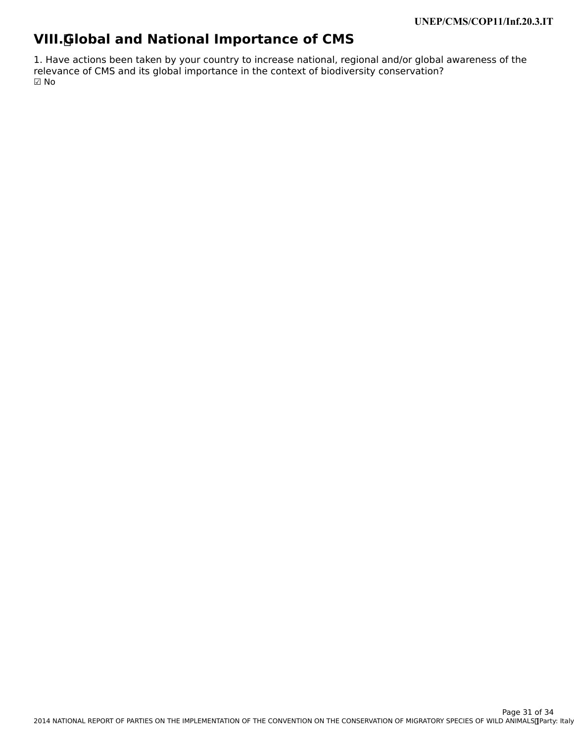# VIII. Global and National Importance of CMS

1. Have actions been taken by your country to increase national, regional and/or global awareness of the relevance of CMS and its global importance in the context of biodiversity conservation?

☑ No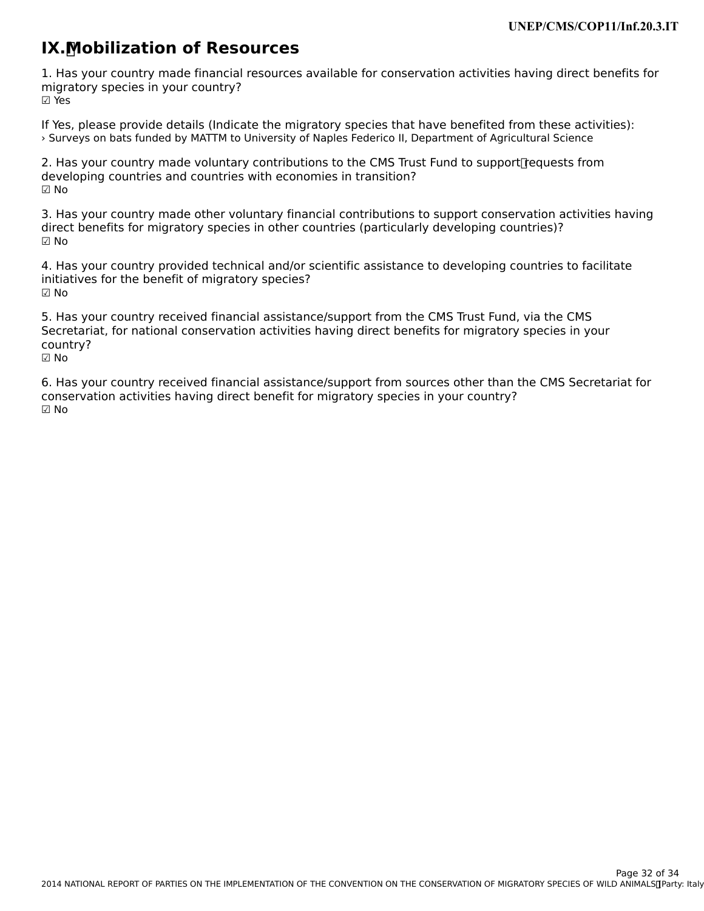# IX. Mobilization of Resources

1. Has your country made financial resources available for conservation activities having direct benefits for migratory species in your country?
☑ Yes

If Yes, please provide details (Indicate the migratory species that have benefited from these activities):
› Surveys on bats funded by MATTM to University of Naples Federico II, Department of Agricultural Science

2. Has your country made voluntary contributions to the CMS Trust Fund to support requests from developing countries and countries with economies in transition?
☑ No

3. Has your country made other voluntary financial contributions to support conservation activities having direct benefits for migratory species in other countries (particularly developing countries)?
☑ No

4. Has your country provided technical and/or scientific assistance to developing countries to facilitate initiatives for the benefit of migratory species?
☑ No

5. Has your country received financial assistance/support from the CMS Trust Fund, via the CMS Secretariat, for national conservation activities having direct benefits for migratory species in your country?
☑ No

6. Has your country received financial assistance/support from sources other than the CMS Secretariat for conservation activities having direct benefit for migratory species in your country?
☑ No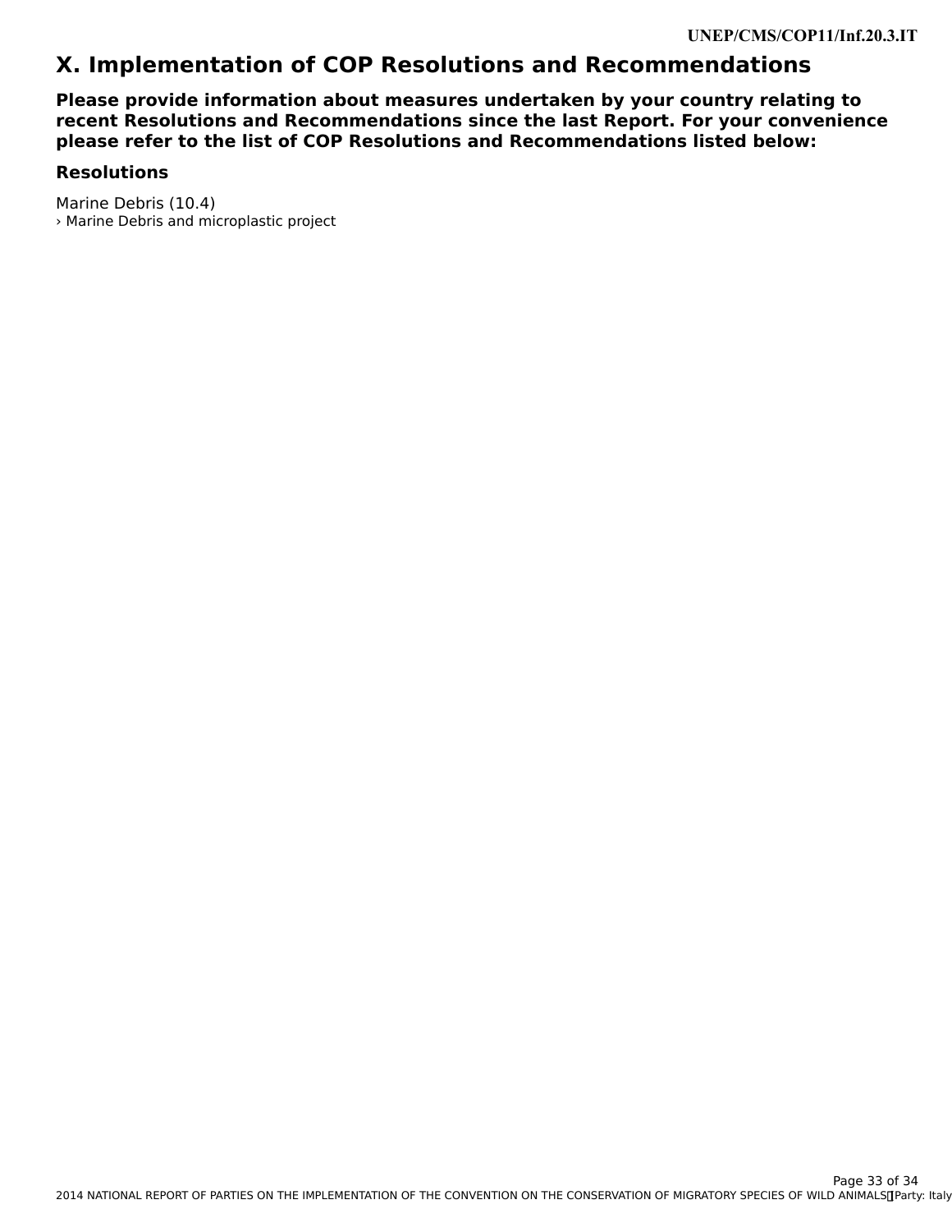# X. Implementation of COP Resolutions and Recommendations

### Please provide information about measures undertaken by your country relating to recent Resolutions and Recommendations since the last Report. For your convenience please refer to the list of COP Resolutions and Recommendations listed below:

### Resolutions

Marine Debris (10.4)

› Marine Debris and microplastic project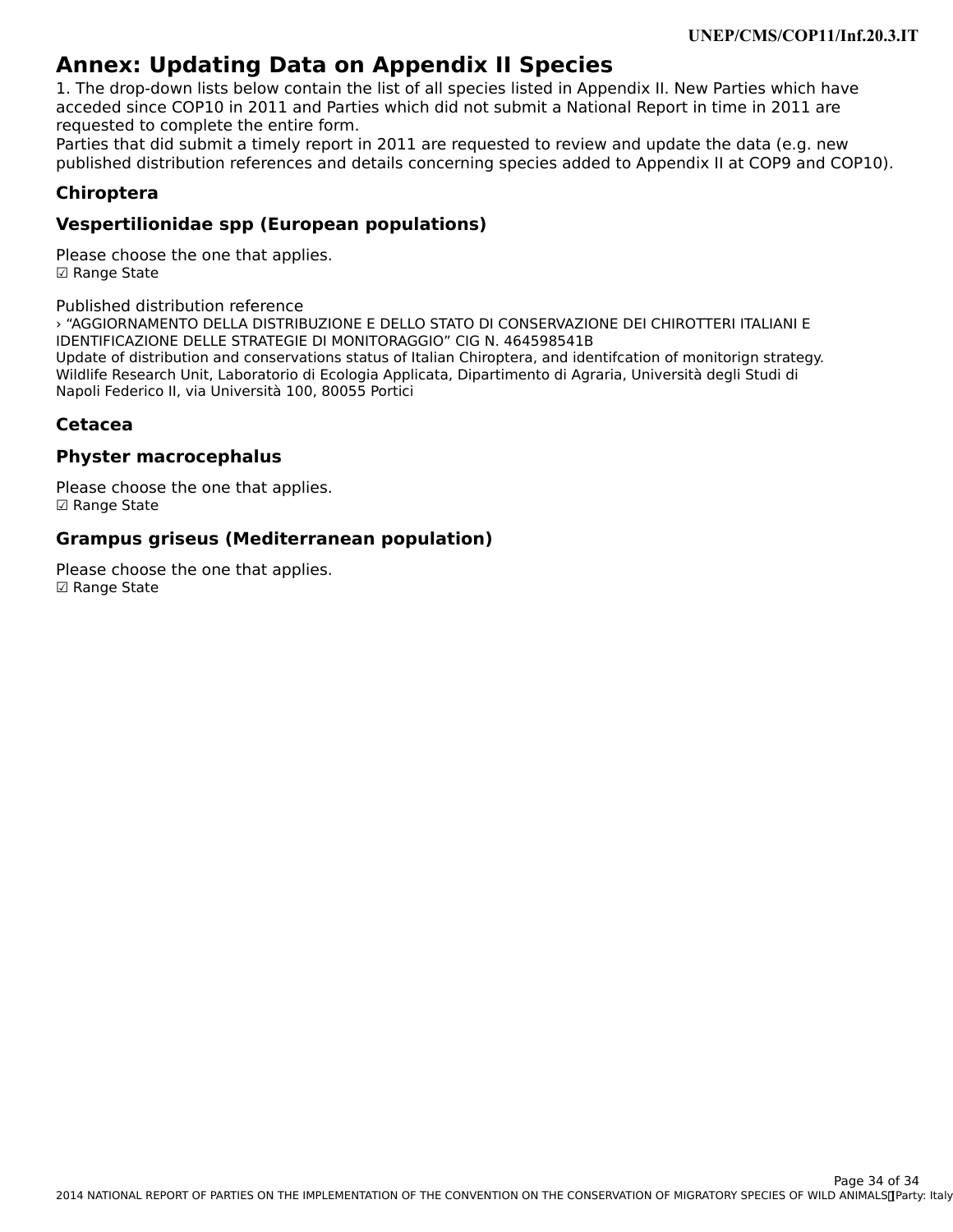# Annex: Updating Data on Appendix II Species

1. The drop-down lists below contain the list of all species listed in Appendix II. New Parties which have acceded since COP10 in 2011 and Parties which did not submit a National Report in time in 2011 are requested to complete the entire form.
Parties that did submit a timely report in 2011 are requested to review and update the data (e.g. new published distribution references and details concerning species added to Appendix II at COP9 and COP10).

## Chiroptera

### Vespertilionidae spp (European populations)

Please choose the one that applies.
☑ Range State

Published distribution reference
› “AGGIORNAMENTO DELLA DISTRIBUZIONE E DELLO STATO DI CONSERVAZIONE DEI CHIROTTERI ITALIANI E IDENTIFICAZIONE DELLE STRATEGIE DI MONITORAGGIO” CIG N. 464598541B
Update of distribution and conservations status of Italian Chiroptera, and identifcation of monitorign strategy.
Wildlife Research Unit, Laboratorio di Ecologia Applicata, Dipartimento di Agraria, Università degli Studi di Napoli Federico II, via Università 100, 80055 Portici

## Cetacea

### Physter macrocephalus

Please choose the one that applies.
☑ Range State

### Grampus griseus (Mediterranean population)

Please choose the one that applies.
☑ Range State